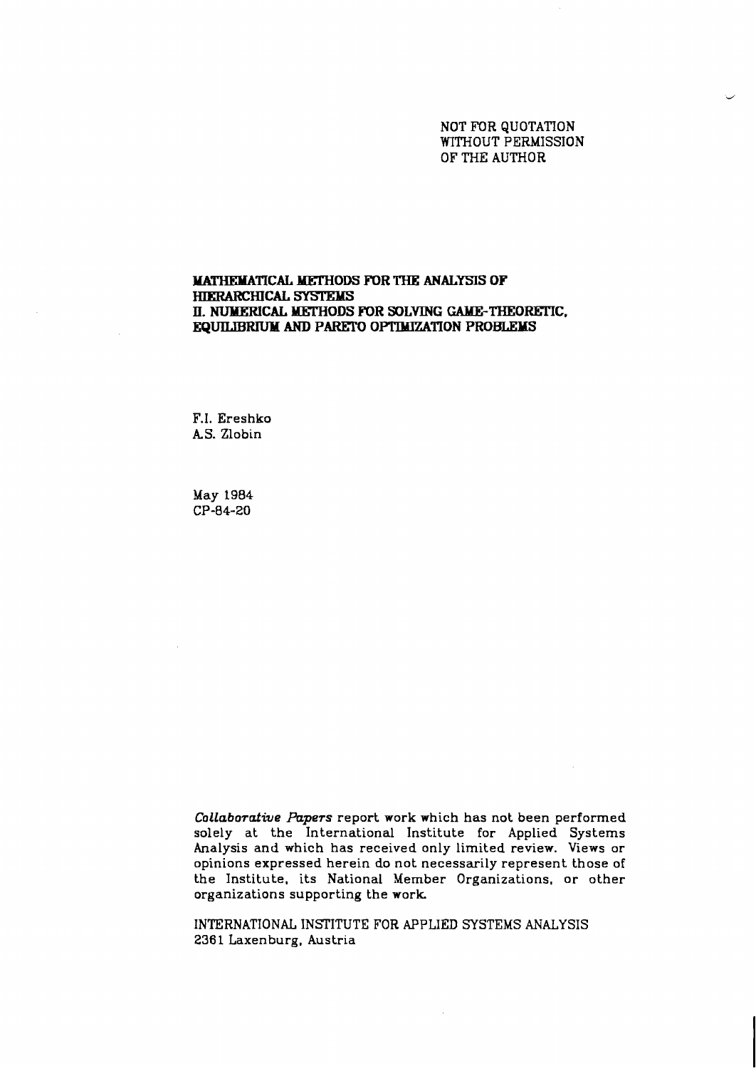NOT FOR QUOTATION
WITHOUT PERMISSION
OF THE AUTHOR

**MATHEMATICAL METHODS FOR THE ANALYSIS OF HIERARCHICAL SYSTEMS**
**II. NUMERICAL METHODS FOR SOLVING GAME-THEORETIC, EQUILIBRIUM AND PARETO OPTIMIZATION PROBLEMS**

F.I. Ereshko
A.S. Zlobin

May 1984
CP-84-20

*Collaborative Papers* report work which has not been performed solely at the International Institute for Applied Systems Analysis and which has received only limited review. Views or opinions expressed herein do not necessarily represent those of the Institute, its National Member Organizations, or other organizations supporting the work.

INTERNATIONAL INSTITUTE FOR APPLIED SYSTEMS ANALYSIS
2361 Laxenburg, Austria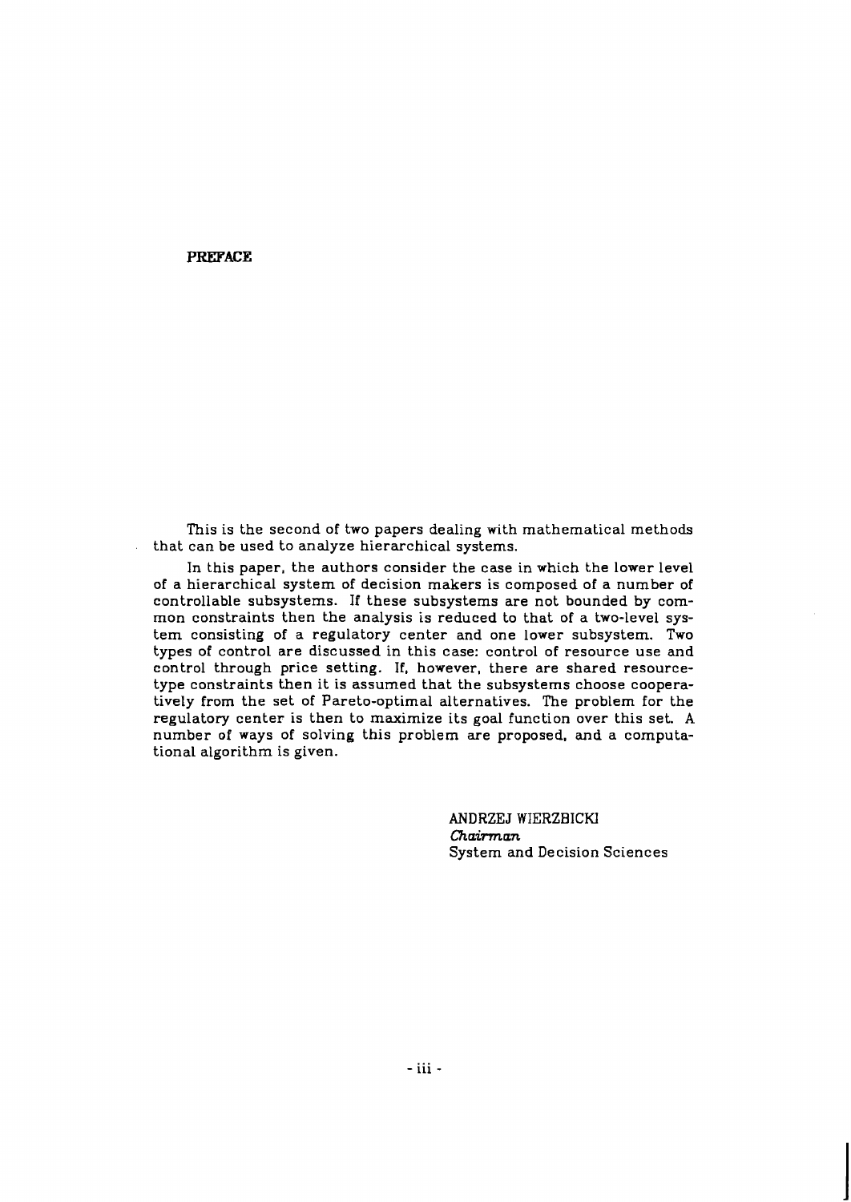## PREFACE

This is the second of two papers dealing with mathematical methods that can be used to analyze hierarchical systems.

In this paper, the authors consider the case in which the lower level of a hierarchical system of decision makers is composed of a number of controllable subsystems. If these subsystems are not bounded by common constraints then the analysis is reduced to that of a two-level system consisting of a regulatory center and one lower subsystem. Two types of control are discussed in this case: control of resource use and control through price setting. If, however, there are shared resource-type constraints then it is assumed that the subsystems choose cooperatively from the set of Pareto-optimal alternatives. The problem for the regulatory center is then to maximize its goal function over this set. A number of ways of solving this problem are proposed, and a computational algorithm is given.

ANDRZEJ WIERZBICKI
*Chairman*
System and Decision Sciences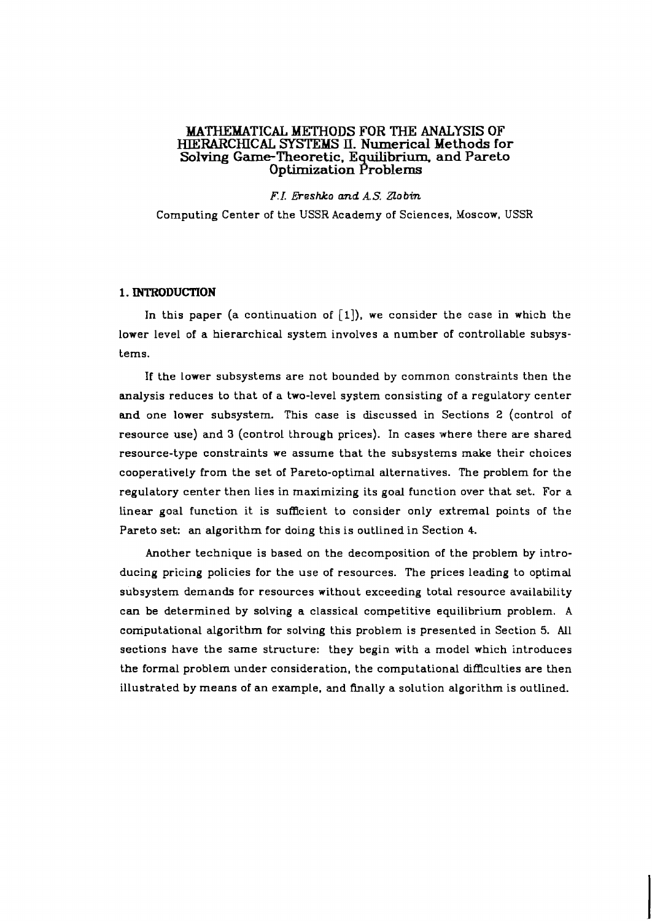# MATHEMATICAL METHODS FOR THE ANALYSIS OF HIERARCHICAL SYSTEMS II. Numerical Methods for Solving Game-Theoretic, Equilibrium, and Pareto Optimization Problems

*F.I. Ereshko and A.S. Zlobin*

Computing Center of the USSR Academy of Sciences, Moscow, USSR

## 1. INTRODUCTION

In this paper (a continuation of [1]), we consider the case in which the lower level of a hierarchical system involves a number of controllable subsystems.

If the lower subsystems are not bounded by common constraints then the analysis reduces to that of a two-level system consisting of a regulatory center and one lower subsystem. This case is discussed in Sections 2 (control of resource use) and 3 (control through prices). In cases where there are shared resource-type constraints we assume that the subsystems make their choices cooperatively from the set of Pareto-optimal alternatives. The problem for the regulatory center then lies in maximizing its goal function over that set. For a linear goal function it is sufficient to consider only extremal points of the Pareto set: an algorithm for doing this is outlined in Section 4.

Another technique is based on the decomposition of the problem by introducing pricing policies for the use of resources. The prices leading to optimal subsystem demands for resources without exceeding total resource availability can be determined by solving a classical competitive equilibrium problem. A computational algorithm for solving this problem is presented in Section 5. All sections have the same structure: they begin with a model which introduces the formal problem under consideration, the computational difficulties are then illustrated by means of an example, and finally a solution algorithm is outlined.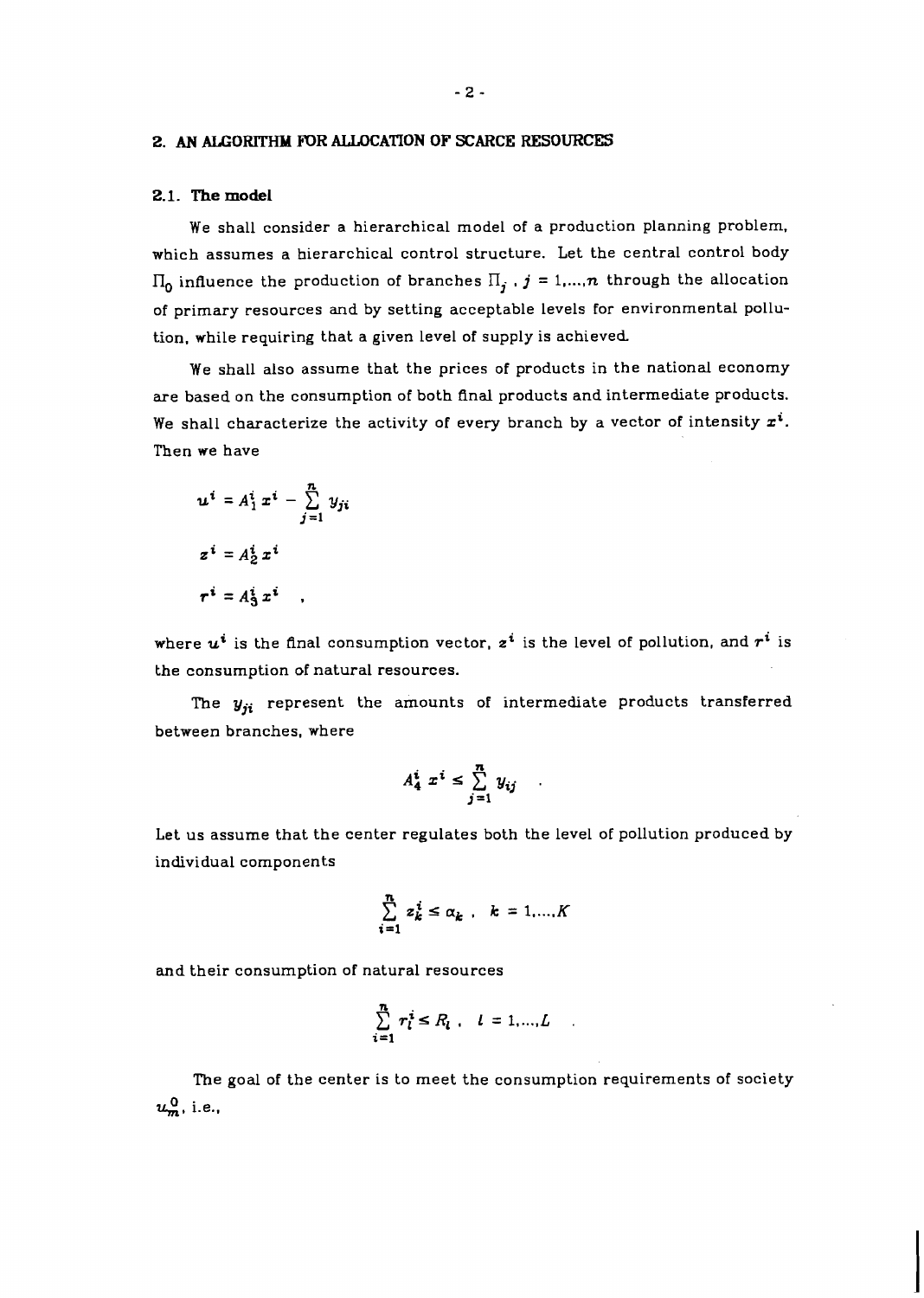## 2. AN ALGORITHM FOR ALLOCATION OF SCARCE RESOURCES

### 2.1. The model

We shall consider a hierarchical model of a production planning problem, which assumes a hierarchical control structure. Let the central control body $\Pi_0$ influence the production of branches $\Pi_j$ , $j = 1,...,n$ through the allocation of primary resources and by setting acceptable levels for environmental pollution, while requiring that a given level of supply is achieved.

We shall also assume that the prices of products in the national economy are based on the consumption of both final products and intermediate products. We shall characterize the activity of every branch by a vector of intensity $x^i$. Then we have

$$u^i = A_1^i x^i - \sum_{j=1}^{n} y_{ji}$$

$$z^i = A_2^i x^i$$

$$r^i = A_3^i x^i \quad ,$$

where $u^i$ is the final consumption vector, $z^i$ is the level of pollution, and $r^i$ is the consumption of natural resources.

The $y_{ji}$ represent the amounts of intermediate products transferred between branches, where

$$A_4^i x^i \leq \sum_{j=1}^{n} y_{ij} \quad .$$

Let us assume that the center regulates both the level of pollution produced by individual components

$$\sum_{i=1}^{n} z_k^i \leq \alpha_k \ , \quad k = 1,...,K$$

and their consumption of natural resources

$$\sum_{i=1}^{n} r_l^i \leq R_l \ , \quad l = 1,...,L \quad .$$

The goal of the center is to meet the consumption requirements of society $u_m^0$, i.e.,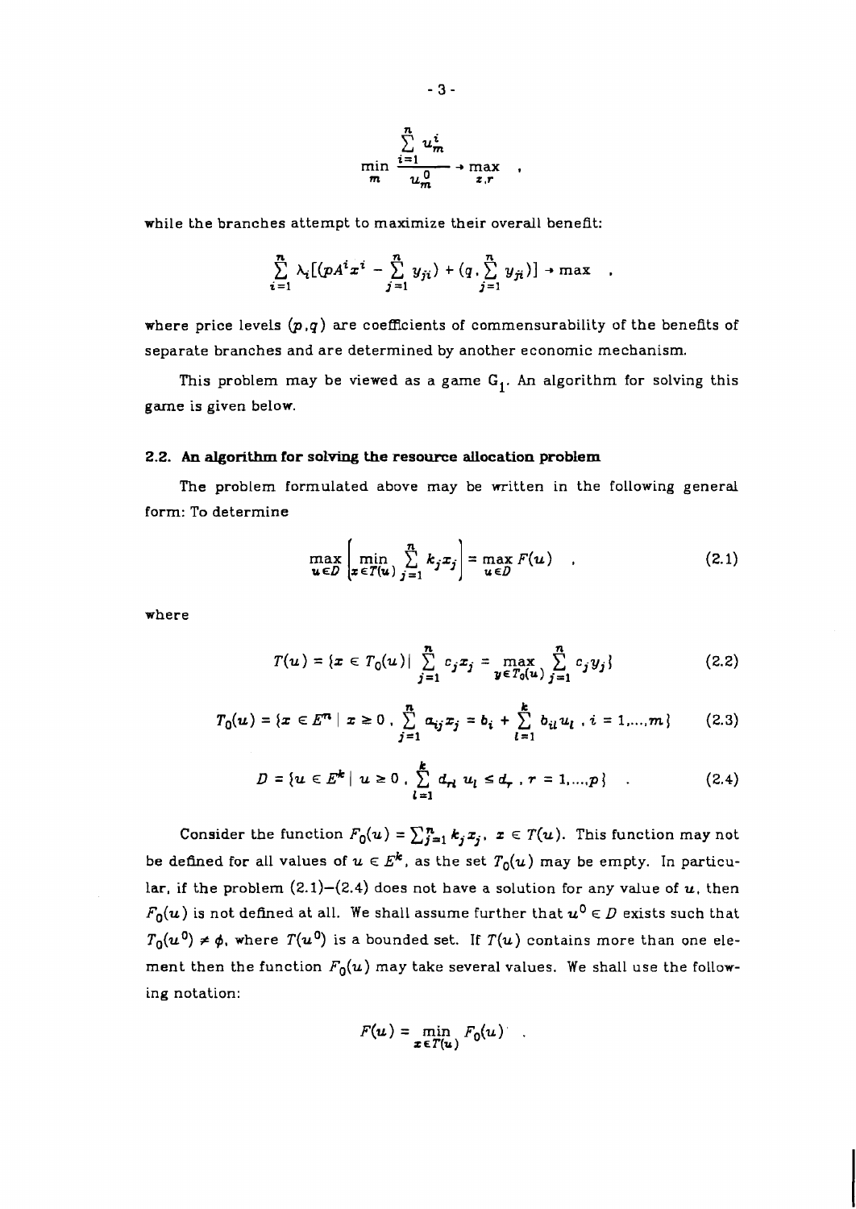$$\min_{m} \frac{\sum_{i=1}^{n} u_m^i}{u_m^0} \to \max_{z,r} \quad ,$$

while the branches attempt to maximize their overall benefit:

$$\sum_{i=1}^{n} \lambda_i [(pA^i x^i - \sum_{j=1}^{n} y_{ji}) + (q, \sum_{j=1}^{n} y_{ji})] \to \max \quad ,$$

where price levels $(p,q)$ are coefficients of commensurability of the benefits of separate branches and are determined by another economic mechanism.

This problem may be viewed as a game $G_1$. An algorithm for solving this game is given below.

### 2.2. An algorithm for solving the resource allocation problem

The problem formulated above may be written in the following general form: To determine

$$\max_{u \in D} \left[ \min_{x \in T(u)} \sum_{j=1}^{n} k_j x_j \right] = \max_{u \in D} F(u) \quad , \tag{2.1}$$

where

$$T(u) = \{x \in T_0(u) \mid \sum_{j=1}^{n} c_j x_j = \max_{y \in T_0(u)} \sum_{j=1}^{n} c_j y_j\} \tag{2.2}$$

$$T_0(u) = \{x \in E^n \mid x \geq 0 \, , \, \sum_{j=1}^{n} a_{ij} x_j = b_i + \sum_{l=1}^{k} b_{il} u_l \, , \, i = 1,\ldots,m\} \tag{2.3}$$

$$D = \{u \in E^k \mid u \geq 0 \, , \, \sum_{l=1}^{k} d_{rl} \, u_l \leq d_r \, , \, r = 1,\ldots,p\} \quad . \tag{2.4}$$

Consider the function $F_0(u) = \sum_{j=1}^{n} k_j x_j$, $x \in T(u)$. This function may not be defined for all values of $u \in E^k$, as the set $T_0(u)$ may be empty. In particular, if the problem (2.1)–(2.4) does not have a solution for any value of $u$, then $F_0(u)$ is not defined at all. We shall assume further that $u^0 \in D$ exists such that $T_0(u^0) \neq \phi$, where $T(u^0)$ is a bounded set. If $T(u)$ contains more than one element then the function $F_0(u)$ may take several values. We shall use the following notation:

$$F(u) = \min_{x \in T(u)} F_0(u) \quad .$$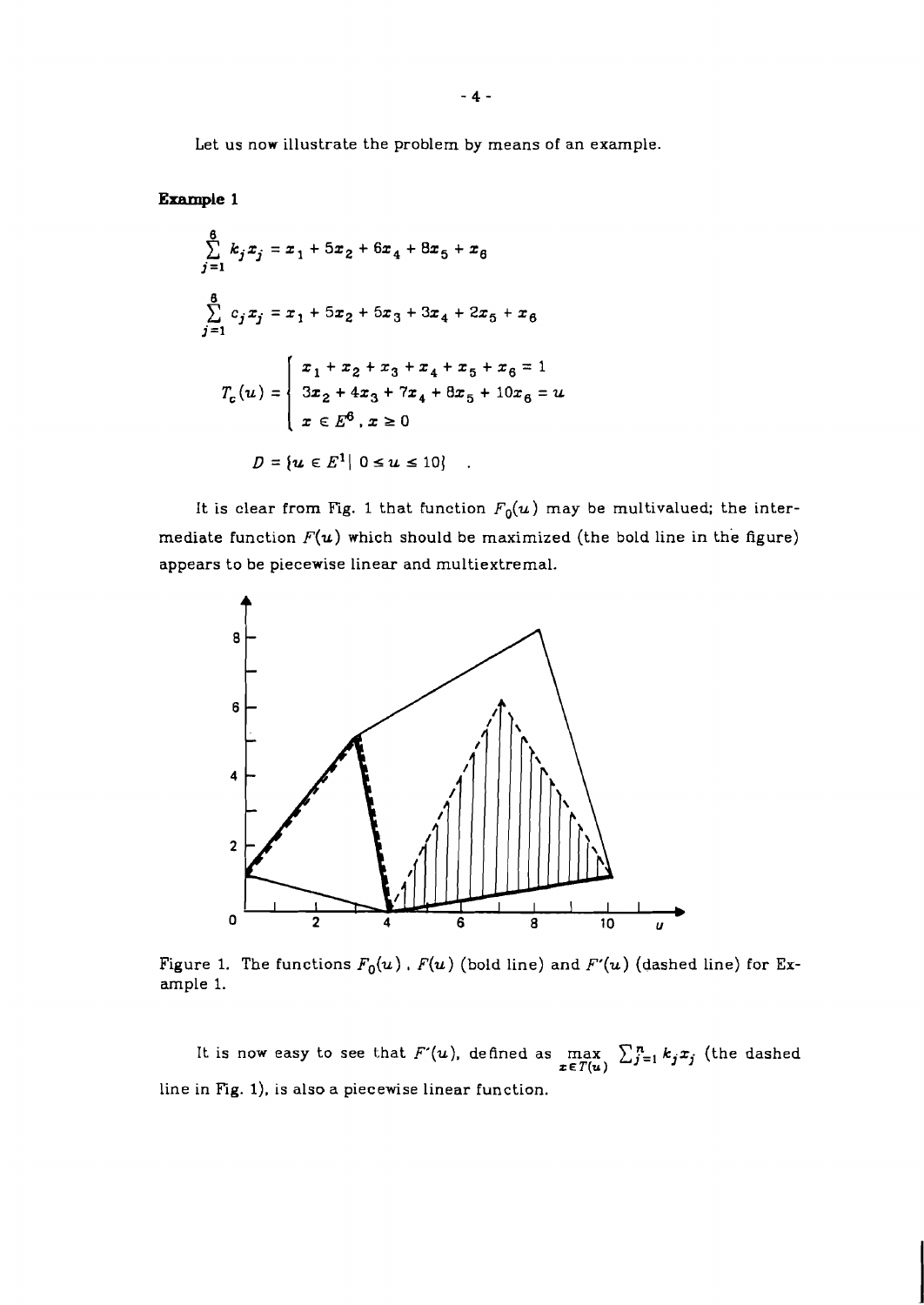Let us now illustrate the problem by means of an example.

**Example 1**

$$\sum_{j=1}^{6} k_j x_j = x_1 + 5x_2 + 6x_4 + 8x_5 + x_6$$

$$\sum_{j=1}^{6} c_j x_j = x_1 + 5x_2 + 5x_3 + 3x_4 + 2x_5 + x_6$$

$$T_c(u) = \begin{cases} x_1 + x_2 + x_3 + x_4 + x_5 + x_6 = 1 \\ 3x_2 + 4x_3 + 7x_4 + 8x_5 + 10x_6 = u \\ x \in E^6 , x \geq 0 \end{cases}$$

$$D = \{u \in E^1 \mid 0 \leq u \leq 10\} \quad .$$

It is clear from Fig. 1 that function $F_0(u)$ may be multivalued; the intermediate function $F(u)$ which should be maximized (the bold line in the figure) appears to be piecewise linear and multiextremal.

Figure 1. The functions $F_0(u)$ , $F(u)$ (bold line) and $F'(u)$ (dashed line) for Example 1.

It is now easy to see that $F'(u)$, defined as $\max_{x \in T(u)} \sum_{j=1}^{n} k_j x_j$ (the dashed line in Fig. 1), is also a piecewise linear function.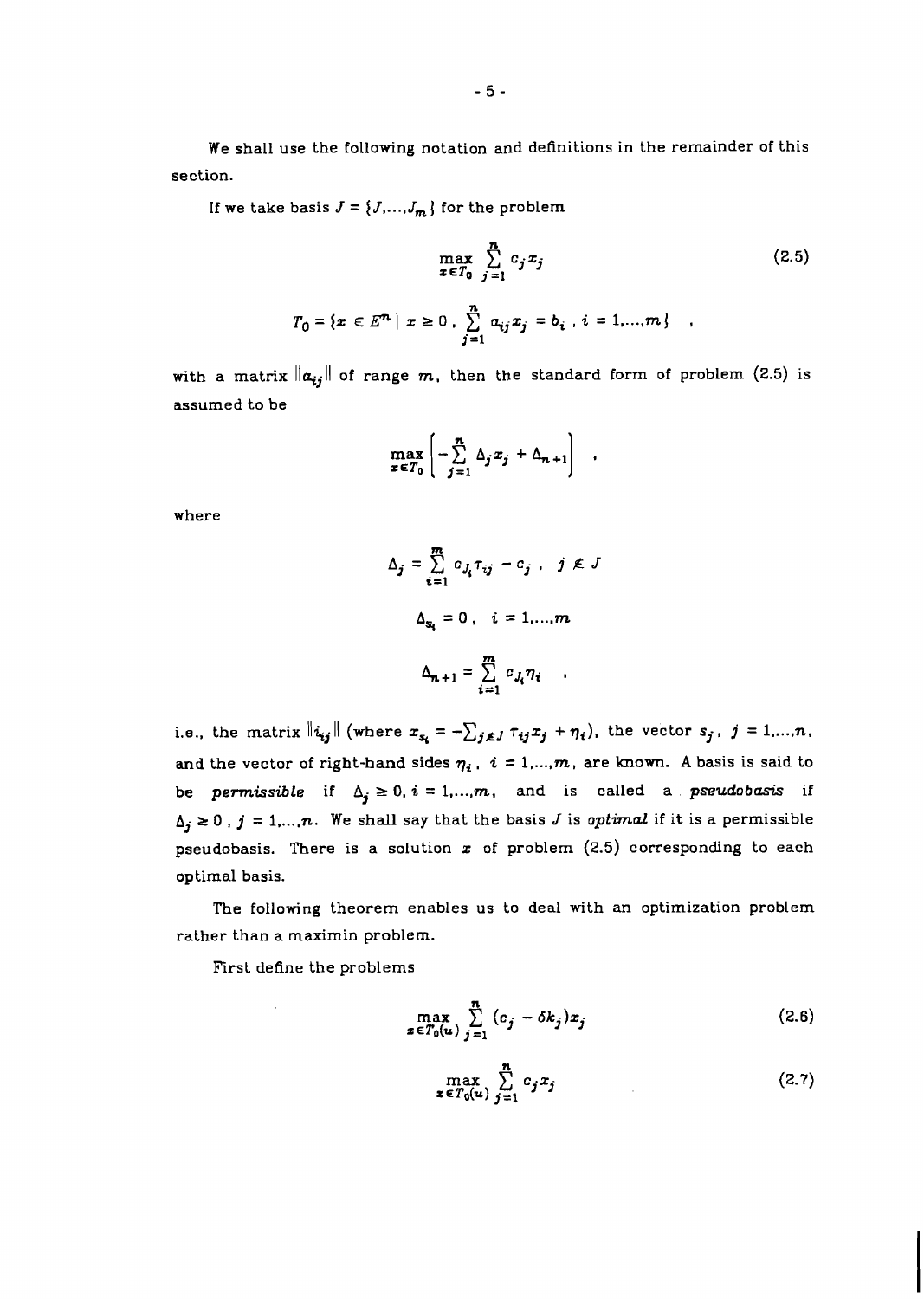We shall use the following notation and definitions in the remainder of this section.

If we take basis $J = \{J, \ldots, J_m\}$ for the problem

$$\max_{x \in T_0} \sum_{j=1}^{n} c_j x_j \tag{2.5}$$

$$T_0 = \{x \in E^n \mid x \geq 0 \, , \, \sum_{j=1}^{n} a_{ij} x_j = b_i \, , \, i = 1, \ldots, m\} \quad ,$$

with a matrix $\|a_{ij}\|$ of range $m$, then the standard form of problem (2.5) is assumed to be

$$\max_{x \in T_0} \left[ -\sum_{j=1}^{n} \Delta_j x_j + \Delta_{n+1} \right] \quad ,$$

where

$$\Delta_j = \sum_{i=1}^{m} c_{J_i} \tau_{ij} - c_j \, , \quad j \notin J$$

$$\Delta_{s_i} = 0 \, , \quad i = 1, \ldots, m$$

$$\Delta_{n+1} = \sum_{i=1}^{m} c_{J_i} \eta_i \quad ,$$

i.e., the matrix $\|i_{ij}\|$ (where $x_{s_i} = -\sum_{j \notin J} \tau_{ij} x_j + \eta_i$), the vector $s_j$, $j = 1, \ldots, n$, and the vector of right-hand sides $\eta_i$, $i = 1, \ldots, m$, are known. A basis is said to be *permissible* if $\Delta_j \geq 0, i = 1, \ldots, m$, and is called a *pseudobasis* if $\Delta_j \geq 0$, $j = 1, \ldots, n$. We shall say that the basis $J$ is *optimal* if it is a permissible pseudobasis. There is a solution $x$ of problem (2.5) corresponding to each optimal basis.

The following theorem enables us to deal with an optimization problem rather than a maximin problem.

First define the problems

$$\max_{x \in T_0(u)} \sum_{j=1}^{n} (c_j - \delta k_j) x_j \tag{2.6}$$

$$\max_{x \in T_0(u)} \sum_{j=1}^{n} c_j x_j \tag{2.7}$$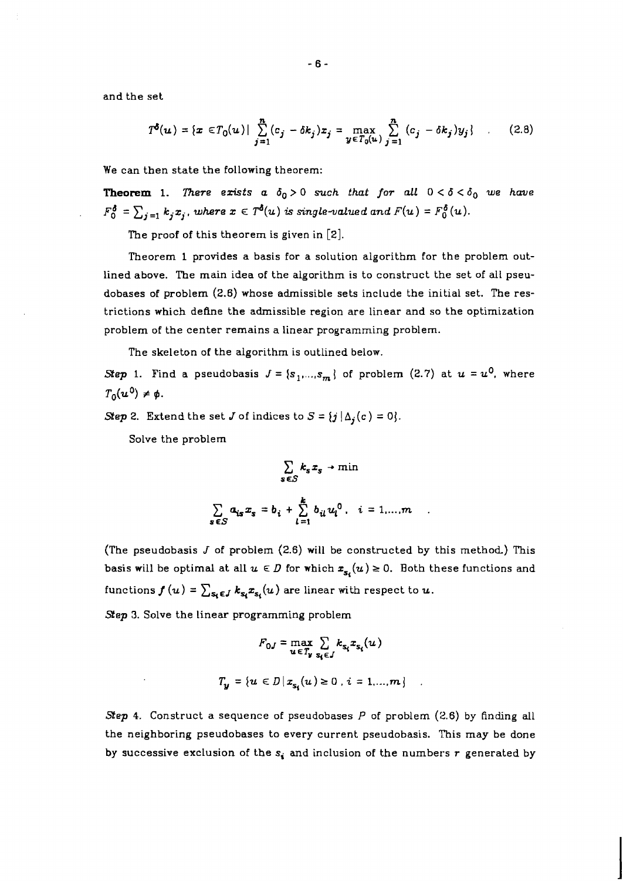and the set

$$T^{\delta}(u) = \{x \in T_0(u) | \sum_{j=1}^{n} (c_j - \delta k_j)x_j = \max_{y \in T_0(u)} \sum_{j=1}^{n} (c_j - \delta k_j)y_j\} \quad . \tag{2.8}$$

We can then state the following theorem:

**Theorem 1.** *There exists a $\delta_0 > 0$ such that for all $0 < \delta < \delta_0$ we have $F_0^{\delta} = \sum_{j=1} k_j x_j$, where $x \in T^{\delta}(u)$ is single-valued and $F(u) = F_0^{\delta}(u)$.*

The proof of this theorem is given in [2].

Theorem 1 provides a basis for a solution algorithm for the problem outlined above. The main idea of the algorithm is to construct the set of all pseudobases of problem (2.6) whose admissible sets include the initial set. The restrictions which define the admissible region are linear and so the optimization problem of the center remains a linear programming problem.

The skeleton of the algorithm is outlined below.

*Step* 1. Find a pseudobasis $J = \{s_1,...,s_m\}$ of problem (2.7) at $u = u^0$, where $T_0(u^0) \neq \phi$.

*Step* 2. Extend the set $J$ of indices to $S = \{j \mid \Delta_j(c) = 0\}$.

Solve the problem

$$\sum_{s \in S} k_s x_s \to \min$$

$$\sum_{s \in S} a_{is} x_s = b_i + \sum_{l=1}^{k} b_{il} u_l^0 , \quad i = 1,...,m \quad .$$

(The pseudobasis $J$ of problem (2.6) will be constructed by this method.) This basis will be optimal at all $u \in D$ for which $x_{s_i}(u) \geq 0$. Both these functions and functions $f(u) = \sum_{s_i \in J} k_{s_i} x_{s_i}(u)$ are linear with respect to $u$.

*Step* 3. Solve the linear programming problem

$$F_{0J} = \max_{u \in T_y} \sum_{s_i \in J} k_{s_i} x_{s_i}(u)$$

$$T_y = \{u \in D \mid x_{s_i}(u) \geq 0 , i = 1,...,m\} \quad .$$

*Step* 4. Construct a sequence of pseudobases $P$ of problem (2.6) by finding all the neighboring pseudobases to every current pseudobasis. This may be done by successive exclusion of the $s_i$ and inclusion of the numbers $r$ generated by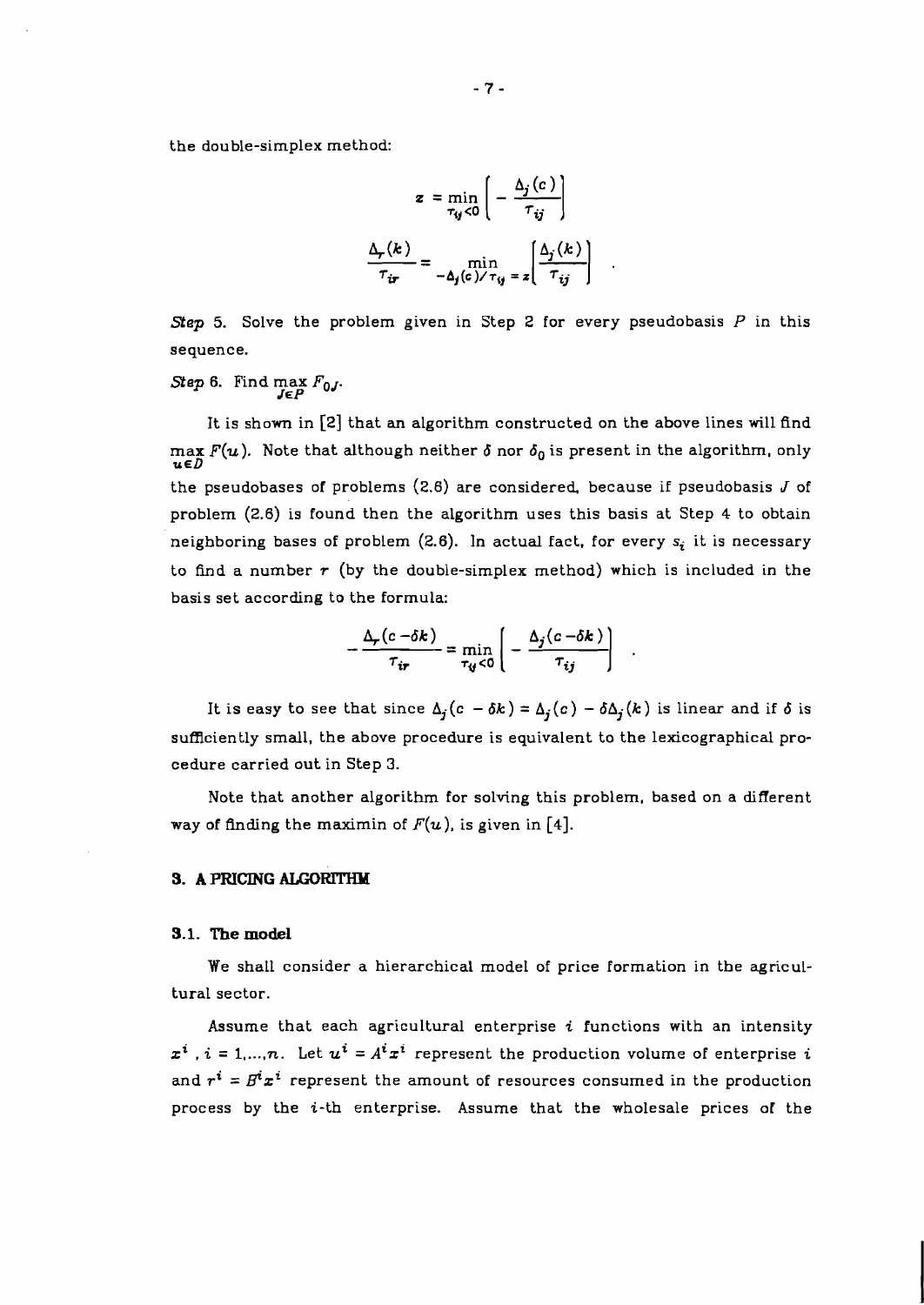the double-simplex method:

$$z = \min_{\tau_{ij}<0} \left[ -\frac{\Delta_j(c)}{\tau_{ij}} \right]$$

$$\frac{\Delta_r(k)}{\tau_{ir}} = \min_{-\Delta_j(c)/\tau_{ij} = z} \left[ \frac{\Delta_j(k)}{\tau_{ij}} \right] .$$

*Step* 5. Solve the problem given in Step 2 for every pseudobasis $P$ in this sequence.

*Step* 6. Find $\max_{J \in P} F_{0J}$.

It is shown in [2] that an algorithm constructed on the above lines will find $\max_{u \in D} F(u)$. Note that although neither $\delta$ nor $\delta_0$ is present in the algorithm, only the pseudobases of problems (2.6) are considered, because if pseudobasis $J$ of problem (2.6) is found then the algorithm uses this basis at Step 4 to obtain neighboring bases of problem (2.6). In actual fact, for every $s_i$ it is necessary to find a number $r$ (by the double-simplex method) which is included in the basis set according to the formula:

$$-\frac{\Delta_r(c-\delta k)}{\tau_{ir}} = \min_{\tau_{ij}<0} \left[ -\frac{\Delta_j(c-\delta k)}{\tau_{ij}} \right] .$$

It is easy to see that since $\Delta_j(c - \delta k) = \Delta_j(c) - \delta \Delta_j(k)$ is linear and if $\delta$ is sufficiently small, the above procedure is equivalent to the lexicographical procedure carried out in Step 3.

Note that another algorithm for solving this problem, based on a different way of finding the maximin of $F(u)$, is given in [4].

## 3. A PRICING ALGORITHM

### 3.1. The model

We shall consider a hierarchical model of price formation in the agricultural sector.

Assume that each agricultural enterprise $i$ functions with an intensity $x^i$ , $i = 1,\dots,n$. Let $u^i = A^i x^i$ represent the production volume of enterprise $i$ and $r^i = B^i x^i$ represent the amount of resources consumed in the production process by the $i$-th enterprise. Assume that the wholesale prices of the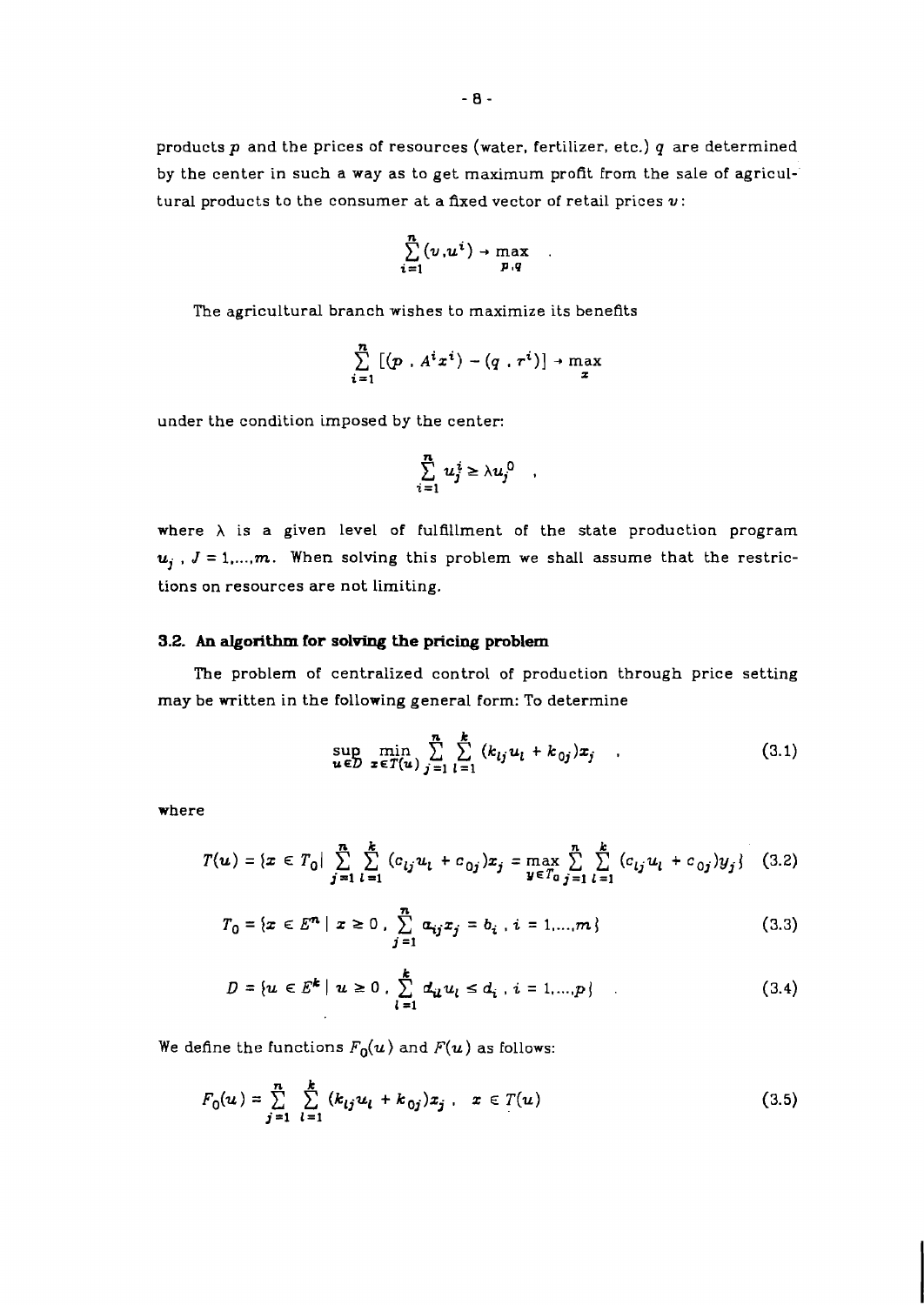products $p$ and the prices of resources (water, fertilizer, etc.) $q$ are determined by the center in such a way as to get maximum profit from the sale of agricultural products to the consumer at a fixed vector of retail prices $v$:

$$\sum_{i=1}^{n} (v, u^i) \to \max_{p,q} \quad .$$

The agricultural branch wishes to maximize its benefits

$$\sum_{i=1}^{n} [(p \, , A^i x^i) - (q \, , r^i)] \to \max_{x}$$

under the condition imposed by the center:

$$\sum_{i=1}^{n} u_j^i \geq \lambda u_j^0 \quad ,$$

where $\lambda$ is a given level of fulfillment of the state production program $u_j$ , $J = 1,...,m$. When solving this problem we shall assume that the restrictions on resources are not limiting.

### 3.2. An algorithm for solving the pricing problem

The problem of centralized control of production through price setting may be written in the following general form: To determine

$$\sup_{u \in D} \min_{x \in T(u)} \sum_{j=1}^{n} \sum_{l=1}^{k} (k_{lj} u_l + k_{0j}) x_j \quad , \tag{3.1}$$

where

$$T(u) = \{x \in T_0 | \sum_{j=1}^{n} \sum_{l=1}^{k} (c_{lj} u_l + c_{0j}) x_j = \max_{y \in T_0} \sum_{j=1}^{n} \sum_{l=1}^{k} (c_{lj} u_l + c_{0j}) y_j\} \tag{3.2}$$

$$T_0 = \{x \in E^n \mid x \geq 0 \, , \sum_{j=1}^{n} a_{ij} x_j = b_i \, , i = 1,...,m\} \tag{3.3}$$

$$D = \{u \in E^k \mid u \geq 0 \, , \sum_{l=1}^{k} d_{il} u_l \leq d_i \, , i = 1,...,p\} \quad . \tag{3.4}$$

We define the functions $F_0(u)$ and $F(u)$ as follows:

$$F_0(u) = \sum_{j=1}^{n} \sum_{l=1}^{k} (k_{lj} u_l + k_{0j}) x_j \, , \quad x \in T(u) \tag{3.5}$$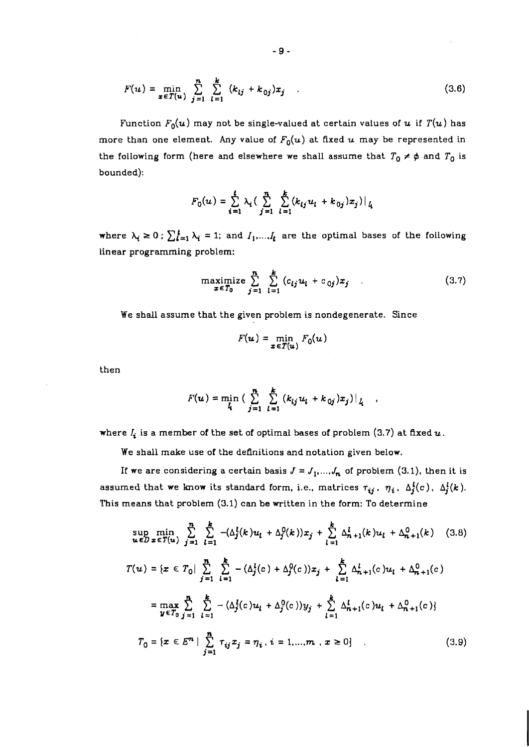$$F(u) = \min_{x \in T(u)} \sum_{j=1}^{n} \sum_{l=1}^{k} (k_{lj} + k_{0j}) x_j \quad . \tag{3.6}$$

Function $F_0(u)$ may not be single-valued at certain values of $u$ if $T(u)$ has more than one element. Any value of $F_0(u)$ at fixed $u$ may be represented in the following form (here and elsewhere we shall assume that $T_0 \neq \phi$ and $T_0$ is bounded):

$$F_0(u) = \sum_{i=1}^{t} \lambda_i \left( \sum_{j=1}^{n} \sum_{l=1}^{k} (k_{lj} u_l + k_{0j}) x_j \right) \Big|_{I_i}$$

where $\lambda_i \geq 0$ ; $\sum_{i=1}^{t} \lambda_i = 1$; and $I_1, \ldots, I_t$ are the optimal bases of the following linear programming problem:

$$\underset{x \in T_0}{\text{maximize}} \sum_{j=1}^{n} \sum_{l=1}^{k} (c_{lj} u_l + c_{0j}) x_j \quad . \tag{3.7}$$

We shall assume that the given problem is nondegenerate. Since

$$F(u) = \min_{x \in T(u)} F_0(u)$$

then

$$F(u) = \min_{I_i} \left( \sum_{j=1}^{n} \sum_{l=1}^{k} (k_{lj} u_l + k_{0j}) x_j \right) \Big|_{I_i} \quad ,$$

where $I_i$ is a member of the set of optimal bases of problem (3.7) at fixed $u$.

We shall make use of the definitions and notation given below.

If we are considering a certain basis $J = J_1, \ldots, J_n$ of problem (3.1), then it is assumed that we know its standard form, i.e., matrices $\tau_{ij}$, $\eta_i$, $\Delta_j^l(c)$, $\Delta_j^l(k)$. This means that problem (3.1) can be written in the form: To determine

$$\sup_{u \in D} \min_{x \in T(u)} \sum_{j=1}^{n} \sum_{l=1}^{k} -(\Delta_j^l(k) u_l + \Delta_j^0(k)) x_j + \sum_{l=1}^{k} \Delta_{n+1}^l(k) u_l + \Delta_{n+1}^0(k) \tag{3.8}$$

$$T(u) = \{ x \in T_0 | \sum_{j=1}^{n} \sum_{l=1}^{k} -(\Delta_j^l(c) + \Delta_j^0(c)) x_j + \sum_{l=1}^{k} \Delta_{n+1}^l(c) u_l + \Delta_{n+1}^0(c)$$

$$= \max_{y \in T_0} \sum_{j=1}^{n} \sum_{l=1}^{k} -(\Delta_j^l(c) u_l + \Delta_j^0(c)) y_j + \sum_{l=1}^{k} \Delta_{n+1}^l(c) u_l + \Delta_{n+1}^0(c) \}$$

$$T_0 = \{ x \in E^n | \sum_{j=1}^{n} \tau_{ij} x_j = \eta_i , \; i = 1, \ldots, m \; , \; x \geq 0 \} \quad . \tag{3.9}$$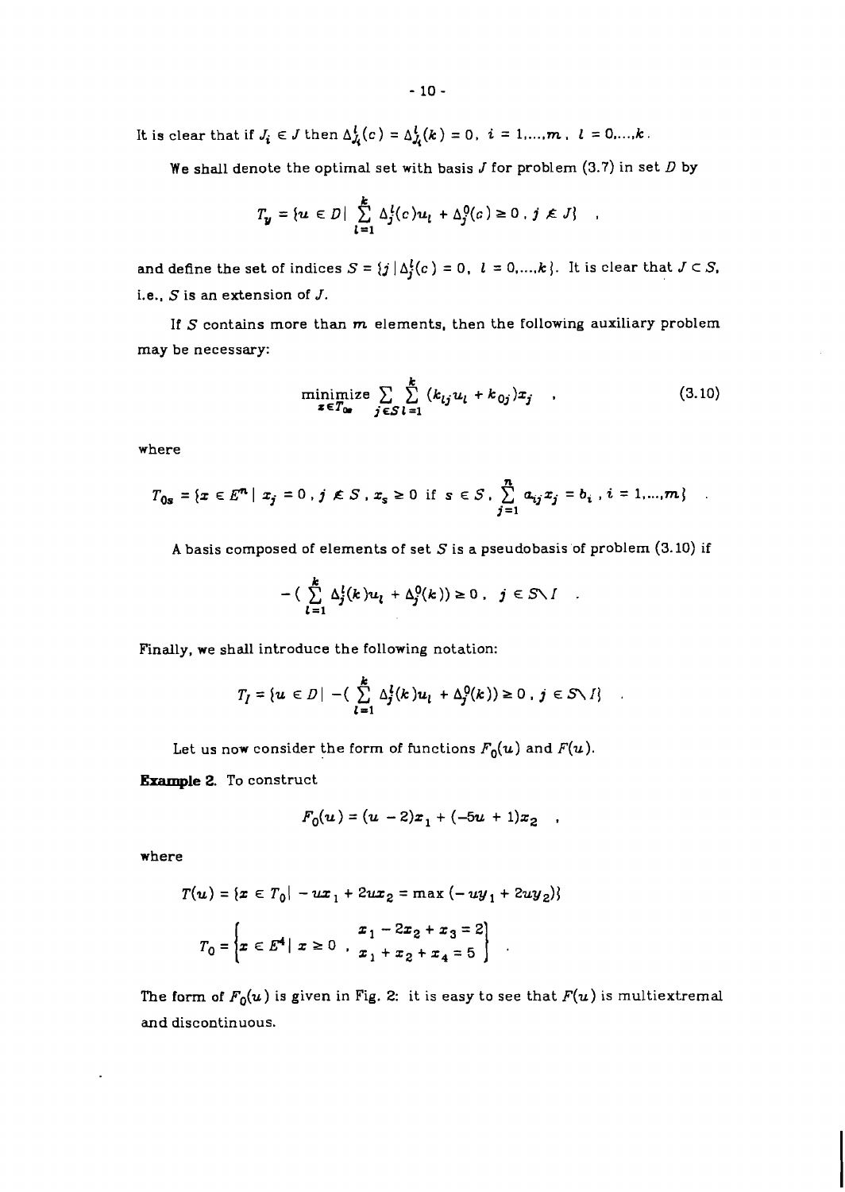It is clear that if $J_i \in J$ then $\Delta^l_{J_i}(c) = \Delta^l_{J_i}(k) = 0$, $i = 1,\ldots,m$, $l = 0,\ldots,k$.

We shall denote the optimal set with basis $J$ for problem (3.7) in set $D$ by

$$T_y = \{u \in D \mid \sum_{l=1}^{k} \Delta^l_j(c)u_l + \Delta^0_j(c) \geq 0 \, , \, j \notin J\} \quad ,$$

and define the set of indices $S = \{j \mid \Delta^l_j(c) = 0, \ l = 0,\ldots,k\}$. It is clear that $J \subset S$, i.e., $S$ is an extension of $J$.

If $S$ contains more than $m$ elements, then the following auxiliary problem may be necessary:

$$\underset{x \in T_{0s}}{\text{minimize}} \sum_{j \in S} \sum_{l=1}^{k} (k_{lj}u_l + k_{0j})x_j \quad , \tag{3.10}$$

where

$$T_{0s} = \{x \in E^n \mid x_j = 0 \, , \, j \notin S \, , \, x_s \geq 0 \text{ if } s \in S \, , \, \sum_{j=1}^{n} a_{ij}x_j = b_i \, , \, i = 1,\ldots,m\} \quad .$$

A basis composed of elements of set $S$ is a pseudobasis of problem (3.10) if

$$-(\sum_{l=1}^{k} \Delta^l_j(k)u_l + \Delta^0_j(k)) \geq 0 \, , \quad j \in S \setminus I \quad .$$

Finally, we shall introduce the following notation:

$$T_I = \{u \in D \mid -(\sum_{l=1}^{k} \Delta^l_j(k)u_l + \Delta^0_j(k)) \geq 0 \, , \, j \in S \setminus I\} \quad .$$

Let us now consider the form of functions $F_0(u)$ and $F(u)$.

**Example 2.** To construct

$$F_0(u) = (u - 2)x_1 + (-5u + 1)x_2 \quad ,$$

where

$$T(u) = \{x \in T_0 \mid -ux_1 + 2ux_2 = \max(-uy_1 + 2uy_2)\}$$

$$T_0 = \left\{x \in E^4 \mid x \geq 0 \, , \, \begin{array}{l} x_1 - 2x_2 + x_3 = 2 \\ x_1 + x_2 + x_4 = 5 \end{array} \right\} \quad .$$

The form of $F_0(u)$ is given in Fig. 2: it is easy to see that $F(u)$ is multiextremal and discontinuous.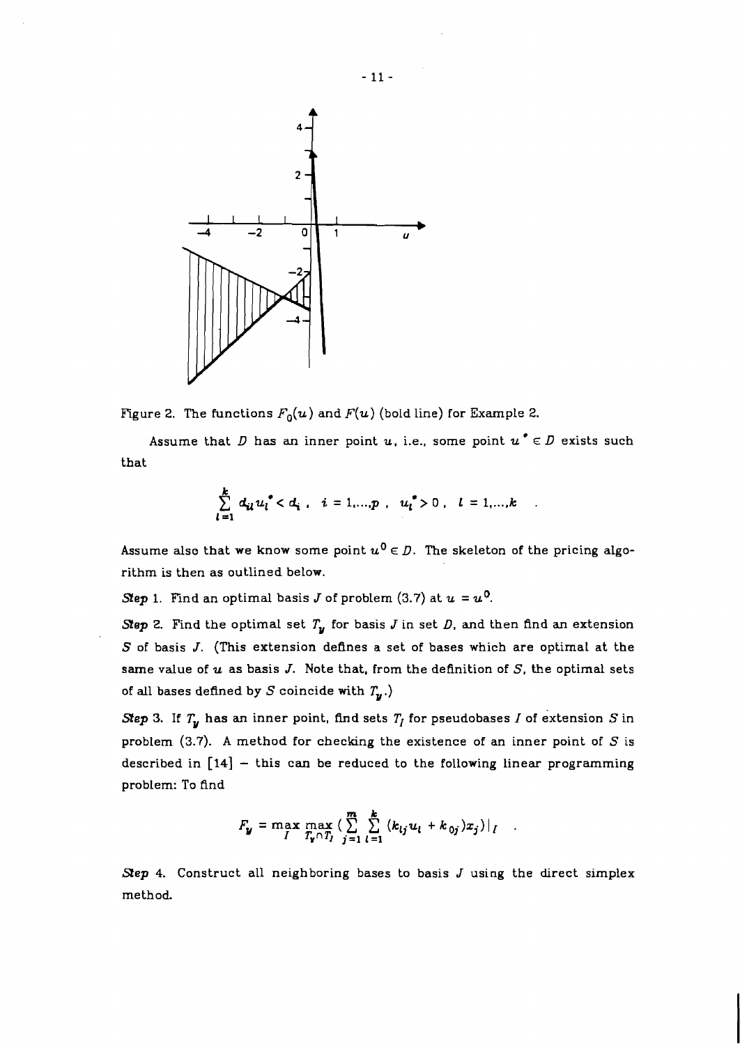Figure 2. The functions $F_0(u)$ and $F(u)$ (bold line) for Example 2.

Assume that $D$ has an inner point $u$, i.e., some point $u^* \in D$ exists such that

$$\sum_{l=1}^{k} d_{il} u_l^* < d_i \ , \quad i = 1,\ldots,p \ , \quad u_l^* > 0 \ , \quad l = 1,\ldots,k \quad .$$

Assume also that we know some point $u^0 \in D$. The skeleton of the pricing algorithm is then as outlined below.

*Step* 1. Find an optimal basis $J$ of problem (3.7) at $u = u^0$.

*Step* 2. Find the optimal set $T_y$ for basis $J$ in set $D$, and then find an extension $S$ of basis $J$. (This extension defines a set of bases which are optimal at the same value of $u$ as basis $J$. Note that, from the definition of $S$, the optimal sets of all bases defined by $S$ coincide with $T_y$.)

*Step* 3. If $T_y$ has an inner point, find sets $T_I$ for pseudobases $I$ of extension $S$ in problem (3.7). A method for checking the existence of an inner point of $S$ is described in [14] – this can be reduced to the following linear programming problem: To find

$$F_y = \max_I \max_{T_y \cap T_I} \left( \sum_{j=1}^{m} \sum_{l=1}^{k} (k_{lj} u_l + k_{0j}) x_j \right) \Big|_I \quad .$$

*Step* 4. Construct all neighboring bases to basis $J$ using the direct simplex method.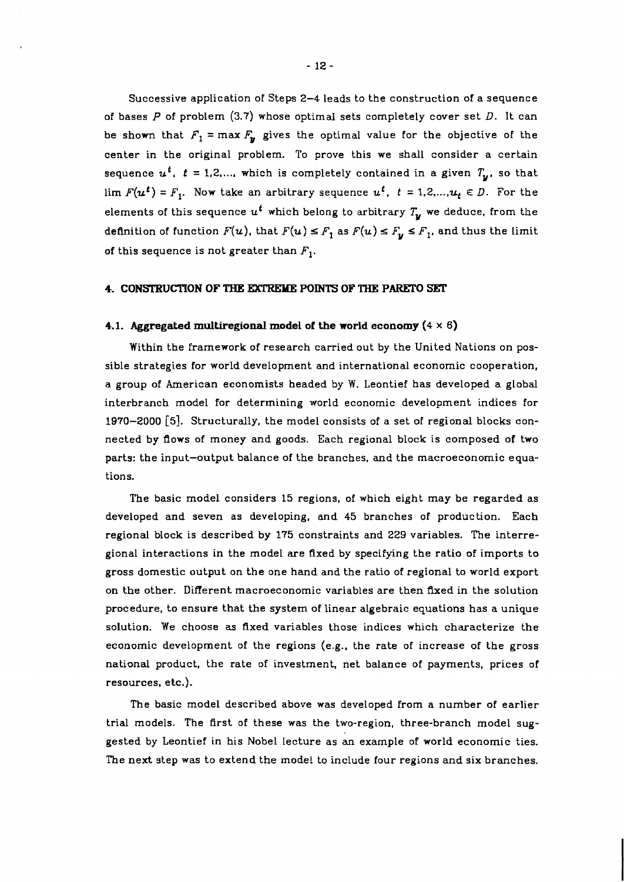Successive application of Steps 2–4 leads to the construction of a sequence of bases $P$ of problem (3.7) whose optimal sets completely cover set $D$. It can be shown that $F_1 = \max F_y$ gives the optimal value for the objective of the center in the original problem. To prove this we shall consider a certain sequence $u^t$, $t = 1,2,\ldots$, which is completely contained in a given $T_y$, so that $\lim F(u^t) = F_1$. Now take an arbitrary sequence $u^t$, $t = 1,2,\ldots,u_t \in D$. For the elements of this sequence $u^t$ which belong to arbitrary $T_y$ we deduce, from the definition of function $F(u)$, that $F(u) \leq F_1$ as $F(u) \leq F_y \leq F_1$, and thus the limit of this sequence is not greater than $F_1$.

## 4. CONSTRUCTION OF THE EXTREME POINTS OF THE PARETO SET

### 4.1. Aggregated multiregional model of the world economy (4 × 6)

Within the framework of research carried out by the United Nations on possible strategies for world development and international economic cooperation, a group of American economists headed by W. Leontief has developed a global interbranch model for determining world economic development indices for 1970–2000 [5]. Structurally, the model consists of a set of regional blocks connected by flows of money and goods. Each regional block is composed of two parts: the input–output balance of the branches, and the macroeconomic equations.

The basic model considers 15 regions, of which eight may be regarded as developed and seven as developing, and 45 branches of production. Each regional block is described by 175 constraints and 229 variables. The interregional interactions in the model are fixed by specifying the ratio of imports to gross domestic output on the one hand and the ratio of regional to world export on the other. Different macroeconomic variables are then fixed in the solution procedure, to ensure that the system of linear algebraic equations has a unique solution. We choose as fixed variables those indices which characterize the economic development of the regions (e.g., the rate of increase of the gross national product, the rate of investment, net balance of payments, prices of resources, etc.).

The basic model described above was developed from a number of earlier trial models. The first of these was the two-region, three-branch model suggested by Leontief in his Nobel lecture as an example of world economic ties. The next step was to extend the model to include four regions and six branches.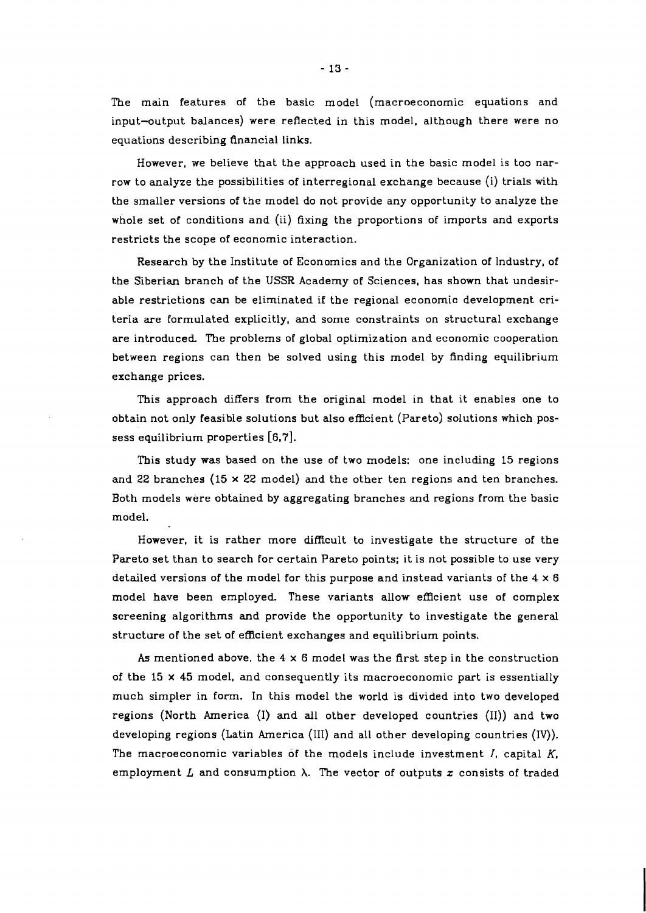The main features of the basic model (macroeconomic equations and input–output balances) were reflected in this model, although there were no equations describing financial links.

However, we believe that the approach used in the basic model is too narrow to analyze the possibilities of interregional exchange because (i) trials with the smaller versions of the model do not provide any opportunity to analyze the whole set of conditions and (ii) fixing the proportions of imports and exports restricts the scope of economic interaction.

Research by the Institute of Economics and the Organization of Industry, of the Siberian branch of the USSR Academy of Sciences, has shown that undesirable restrictions can be eliminated if the regional economic development criteria are formulated explicitly, and some constraints on structural exchange are introduced. The problems of global optimization and economic cooperation between regions can then be solved using this model by finding equilibrium exchange prices.

This approach differs from the original model in that it enables one to obtain not only feasible solutions but also efficient (Pareto) solutions which possess equilibrium properties [6,7].

This study was based on the use of two models: one including 15 regions and 22 branches ($15 \times 22$ model) and the other ten regions and ten branches. Both models were obtained by aggregating branches and regions from the basic model.

However, it is rather more difficult to investigate the structure of the Pareto set than to search for certain Pareto points; it is not possible to use very detailed versions of the model for this purpose and instead variants of the $4 \times 6$ model have been employed. These variants allow efficient use of complex screening algorithms and provide the opportunity to investigate the general structure of the set of efficient exchanges and equilibrium points.

As mentioned above, the $4 \times 6$ model was the first step in the construction of the $15 \times 45$ model, and consequently its macroeconomic part is essentially much simpler in form. In this model the world is divided into two developed regions (North America (I) and all other developed countries (II)) and two developing regions (Latin America (III) and all other developing countries (IV)). The macroeconomic variables of the models include investment $I$, capital $K$, employment $L$ and consumption $\lambda$. The vector of outputs $x$ consists of traded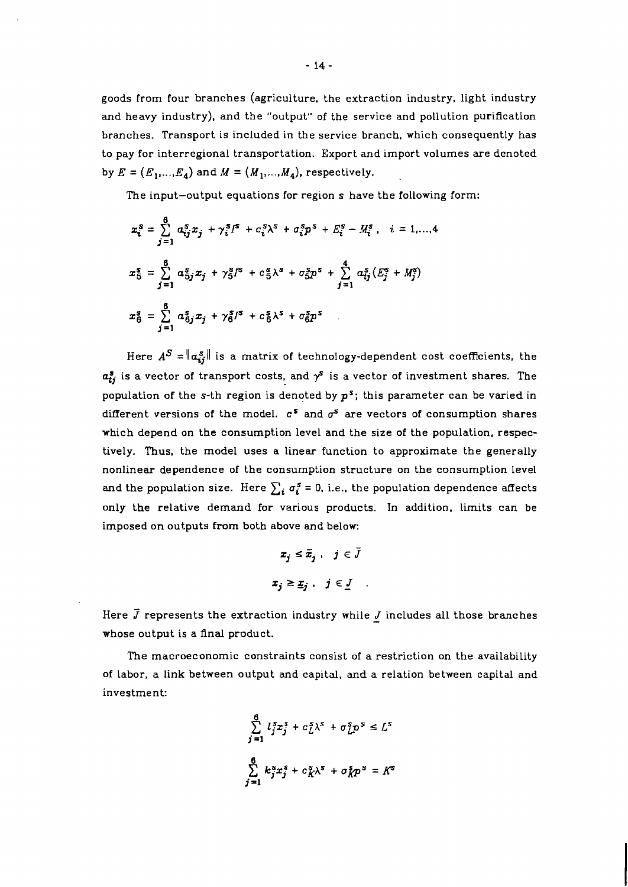goods from four branches (agriculture, the extraction industry, light industry and heavy industry), and the "output" of the service and pollution purification branches. Transport is included in the service branch, which consequently has to pay for interregional transportation. Export and import volumes are denoted by $E = (E_1, \ldots, E_4)$ and $M = (M_1, \ldots, M_4)$, respectively.

The input–output equations for region $s$ have the following form:

$$x_i^s = \sum_{j=1}^{6} a_{ij}^s x_j + \gamma_i^s I^s + c_i^s \lambda^s + \sigma_i^s p^s + E_i^s - M_i^s \ , \quad i = 1, \ldots, 4$$

$$x_5^s = \sum_{j=1}^{6} a_{5j}^s x_j + \gamma_5^s I^s + c_5^s \lambda^s + \sigma_5^s p^s + \sum_{j=1}^{4} a_{tj}^s (E_j^s + M_j^s)$$

$$x_6^s = \sum_{j=1}^{6} a_{6j}^s x_j + \gamma_6^s I^s + c_6^s \lambda^s + \sigma_6^s p^s \quad .$$

Here $A^S = \|a_{ij}^s\|$ is a matrix of technology-dependent cost coefficients, the $a_{tj}^s$ is a vector of transport costs, and $\gamma^s$ is a vector of investment shares. The population of the $s$-th region is denoted by $p^s$; this parameter can be varied in different versions of the model. $c^s$ and $\sigma^s$ are vectors of consumption shares which depend on the consumption level and the size of the population, respectively. Thus, the model uses a linear function to approximate the generally nonlinear dependence of the consumption structure on the consumption level and the population size. Here $\sum_i \sigma_i^s = 0$, i.e., the population dependence affects only the relative demand for various products. In addition, limits can be imposed on outputs from both above and below:

$$x_j \le \bar{x}_j \ , \quad j \in \bar{J}$$

$$x_j \ge \underline{x}_j \ , \quad j \in \underline{J} \quad .$$

Here $\bar{J}$ represents the extraction industry while $\underline{J}$ includes all those branches whose output is a final product.

The macroeconomic constraints consist of a restriction on the availability of labor, a link between output and capital, and a relation between capital and investment:

$$\sum_{j=1}^{6} l_j^s x_j^s + c_L^s \lambda^s + \sigma_L^s p^s \le L^s$$

$$\sum_{j=1}^{6} k_j^s x_j^s + c_K^s \lambda^s + \sigma_K^s p^s = K^s$$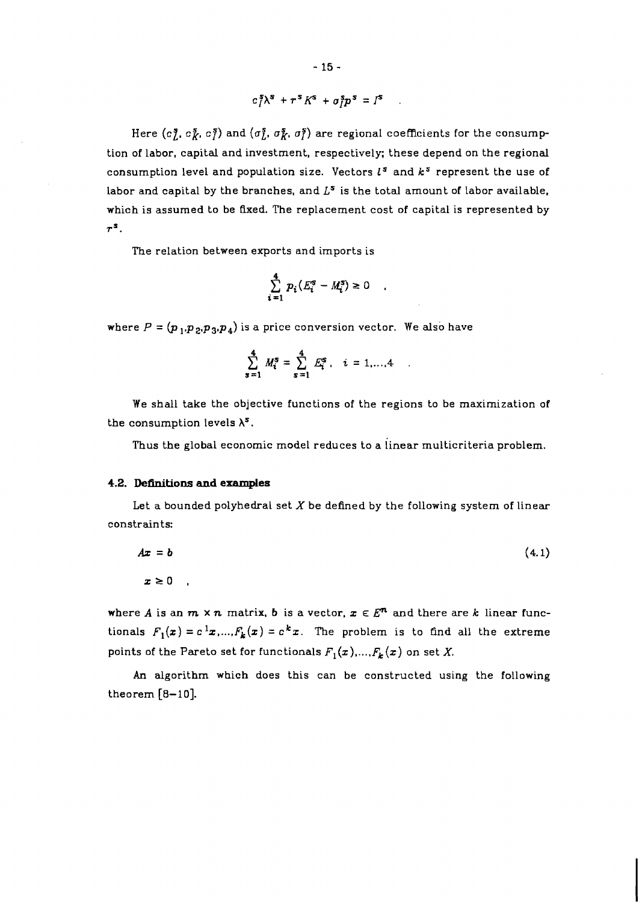$$c_I^s \lambda^s + r^s K^s + \sigma_I^s p^s = I^s \quad .$$

Here $(c_L^s, c_K^s, c_I^s)$ and $(\sigma_L^s, \sigma_K^s, \sigma_I^s)$ are regional coefficients for the consumption of labor, capital and investment, respectively; these depend on the regional consumption level and population size. Vectors $l^s$ and $k^s$ represent the use of labor and capital by the branches, and $L^s$ is the total amount of labor available, which is assumed to be fixed. The replacement cost of capital is represented by $r^s$.

The relation between exports and imports is

$$\sum_{i=1}^{4} p_i (E_i^s - M_i^s) \geq 0 \quad ,$$

where $P = (p_1, p_2, p_3, p_4)$ is a price conversion vector. We also have

$$\sum_{s=1}^{4} M_i^s = \sum_{s=1}^{4} E_i^s \, , \quad i = 1, \ldots, 4 \quad .$$

We shall take the objective functions of the regions to be maximization of the consumption levels $\lambda^s$.

Thus the global economic model reduces to a linear multicriteria problem.

### 4.2. Definitions and examples

Let a bounded polyhedral set $X$ be defined by the following system of linear constraints:

$$Ax = b \tag{4.1}$$

$$x \geq 0 \quad ,$$

where $A$ is an $m \times n$ matrix, $b$ is a vector, $x \in E^n$ and there are $k$ linear functionals $F_1(x) = c^1 x, \ldots, F_k(x) = c^k x$. The problem is to find all the extreme points of the Pareto set for functionals $F_1(x), \ldots, F_k(x)$ on set $X$.

An algorithm which does this can be constructed using the following theorem [8–10].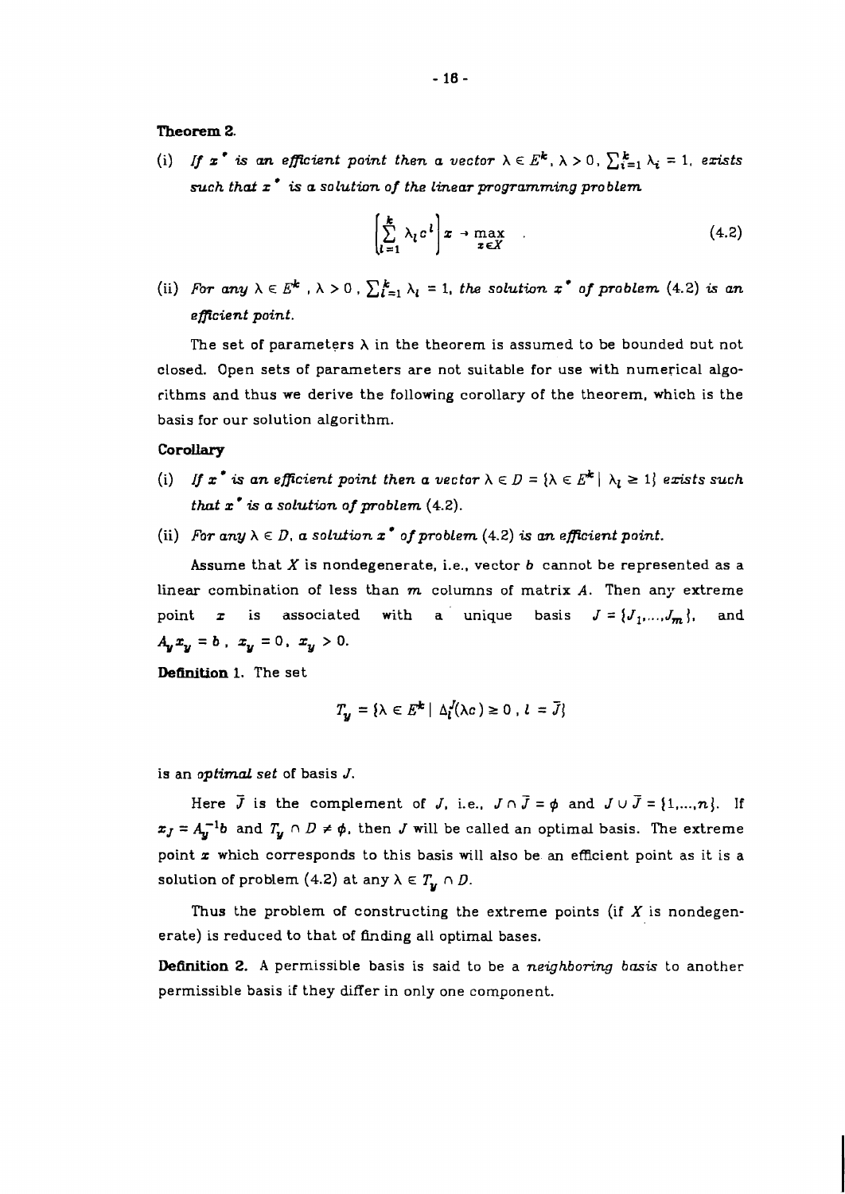**Theorem 2.**

(i) *If $x^*$ is an efficient point then a vector $\lambda \in E^k$, $\lambda > 0$, $\sum_{i=1}^{k} \lambda_i = 1$, exists such that $x^*$ is a solution of the linear programming problem*

$$\left[\sum_{l=1}^{k} \lambda_l c^l\right] x \to \max_{x \in X} \quad . \tag{4.2}$$

(ii) *For any $\lambda \in E^k$, $\lambda > 0$, $\sum_{l=1}^{k} \lambda_l = 1$, the solution $x^*$ of problem (4.2) is an efficient point.*

The set of parameters $\lambda$ in the theorem is assumed to be bounded but not closed. Open sets of parameters are not suitable for use with numerical algorithms and thus we derive the following corollary of the theorem, which is the basis for our solution algorithm.

**Corollary**

(i) *If $x^*$ is an efficient point then a vector $\lambda \in D = \{\lambda \in E^k \mid \lambda_l \geq 1\}$ exists such that $x^*$ is a solution of problem (4.2).*

(ii) *For any $\lambda \in D$, a solution $x^*$ of problem (4.2) is an efficient point.*

Assume that $X$ is nondegenerate, i.e., vector $b$ cannot be represented as a linear combination of less than $m$ columns of matrix $A$. Then any extreme point $x$ is associated with a unique basis $J = \{J_1, \ldots, J_m\}$, and $A_y x_y = b$, $x_y = 0$, $x_y > 0$.

**Definition 1.** The set

$$T_y = \{\lambda \in E^k \mid \Delta_l^J(\lambda c) \geq 0 \,,\, l = \bar{J}\}$$

is an *optimal set* of basis $J$.

Here $\bar{J}$ is the complement of $J$, i.e., $J \cap \bar{J} = \phi$ and $J \cup \bar{J} = \{1, \ldots, n\}$. If $x_J = A_y^{-1} b$ and $T_y \cap D \neq \phi$, then $J$ will be called an optimal basis. The extreme point $x$ which corresponds to this basis will also be an efficient point as it is a solution of problem (4.2) at any $\lambda \in T_y \cap D$.

Thus the problem of constructing the extreme points (if $X$ is nondegenerate) is reduced to that of finding all optimal bases.

**Definition 2.** A permissible basis is said to be a *neighboring basis* to another permissible basis if they differ in only one component.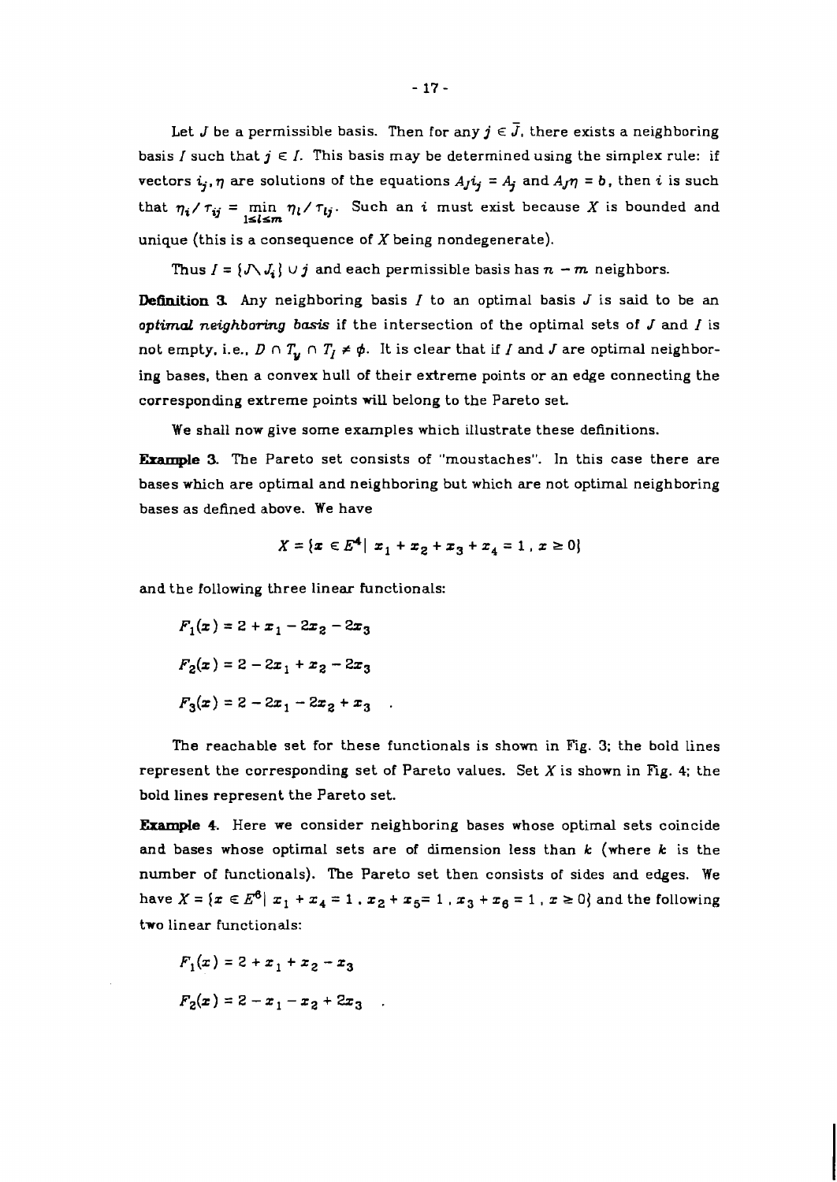Let $J$ be a permissible basis. Then for any $j \in \bar{J}$, there exists a neighboring basis $I$ such that $j \in I$. This basis may be determined using the simplex rule: if vectors $i_j, \eta$ are solutions of the equations $A_J i_j = A_j$ and $A_J \eta = b$, then $i$ is such that $\eta_i / \tau_{ij} = \min_{1 \le l \le m} \eta_l / \tau_{lj}$. Such an $i$ must exist because $X$ is bounded and unique (this is a consequence of $X$ being nondegenerate).

Thus $I = \{J \setminus J_i\} \cup j$ and each permissible basis has $n - m$ neighbors.

**Definition 3.** Any neighboring basis $I$ to an optimal basis $J$ is said to be an *optimal neighboring basis* if the intersection of the optimal sets of $J$ and $I$ is not empty, i.e., $D \cap T_y \cap T_I \neq \phi$. It is clear that if $I$ and $J$ are optimal neighboring bases, then a convex hull of their extreme points or an edge connecting the corresponding extreme points will belong to the Pareto set.

We shall now give some examples which illustrate these definitions.

**Example 3.** The Pareto set consists of "moustaches". In this case there are bases which are optimal and neighboring but which are not optimal neighboring bases as defined above. We have

$$X = \{x \in E^4 \mid x_1 + x_2 + x_3 + x_4 = 1 \; , \; x \ge 0\}$$

and the following three linear functionals:

$$F_1(x) = 2 + x_1 - 2x_2 - 2x_3$$

$$F_2(x) = 2 - 2x_1 + x_2 - 2x_3$$

$$F_3(x) = 2 - 2x_1 - 2x_2 + x_3 \quad .$$

The reachable set for these functionals is shown in Fig. 3; the bold lines represent the corresponding set of Pareto values. Set $X$ is shown in Fig. 4; the bold lines represent the Pareto set.

**Example 4.** Here we consider neighboring bases whose optimal sets coincide and bases whose optimal sets are of dimension less than $k$ (where $k$ is the number of functionals). The Pareto set then consists of sides and edges. We have $X = \{x \in E^6 \mid x_1 + x_4 = 1 \; , \; x_2 + x_5 = 1 \; , \; x_3 + x_6 = 1 \; , \; x \ge 0\}$ and the following two linear functionals:

$$F_1(x) = 2 + x_1 + x_2 - x_3$$

$$F_2(x) = 2 - x_1 - x_2 + 2x_3 \quad .$$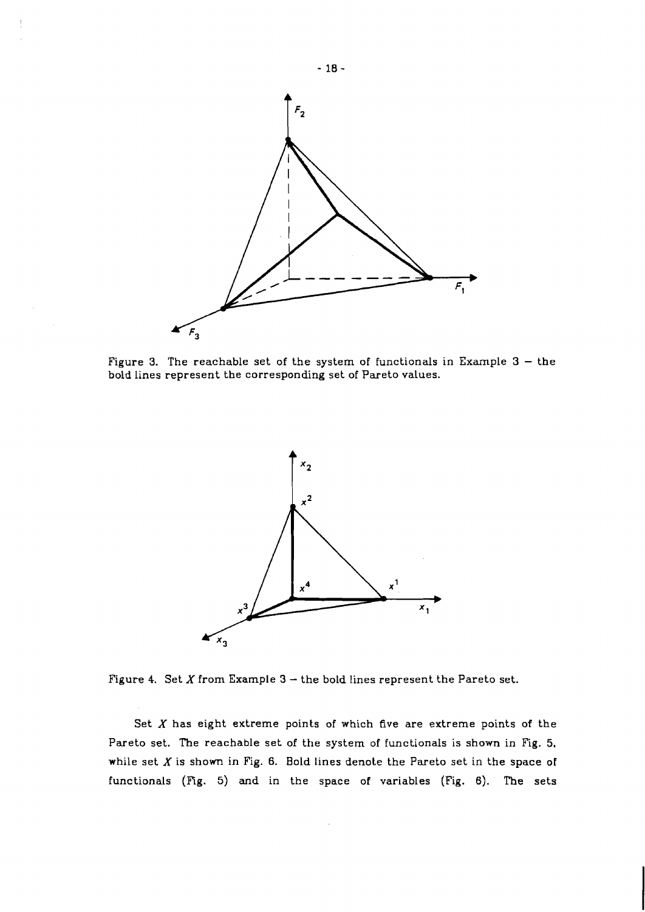Figure 3. The reachable set of the system of functionals in Example 3 – the bold lines represent the corresponding set of Pareto values.

Figure 4. Set $X$ from Example 3 – the bold lines represent the Pareto set.

Set $X$ has eight extreme points of which five are extreme points of the Pareto set. The reachable set of the system of functionals is shown in Fig. 5, while set $X$ is shown in Fig. 6. Bold lines denote the Pareto set in the space of functionals (Fig. 5) and in the space of variables (Fig. 6). The sets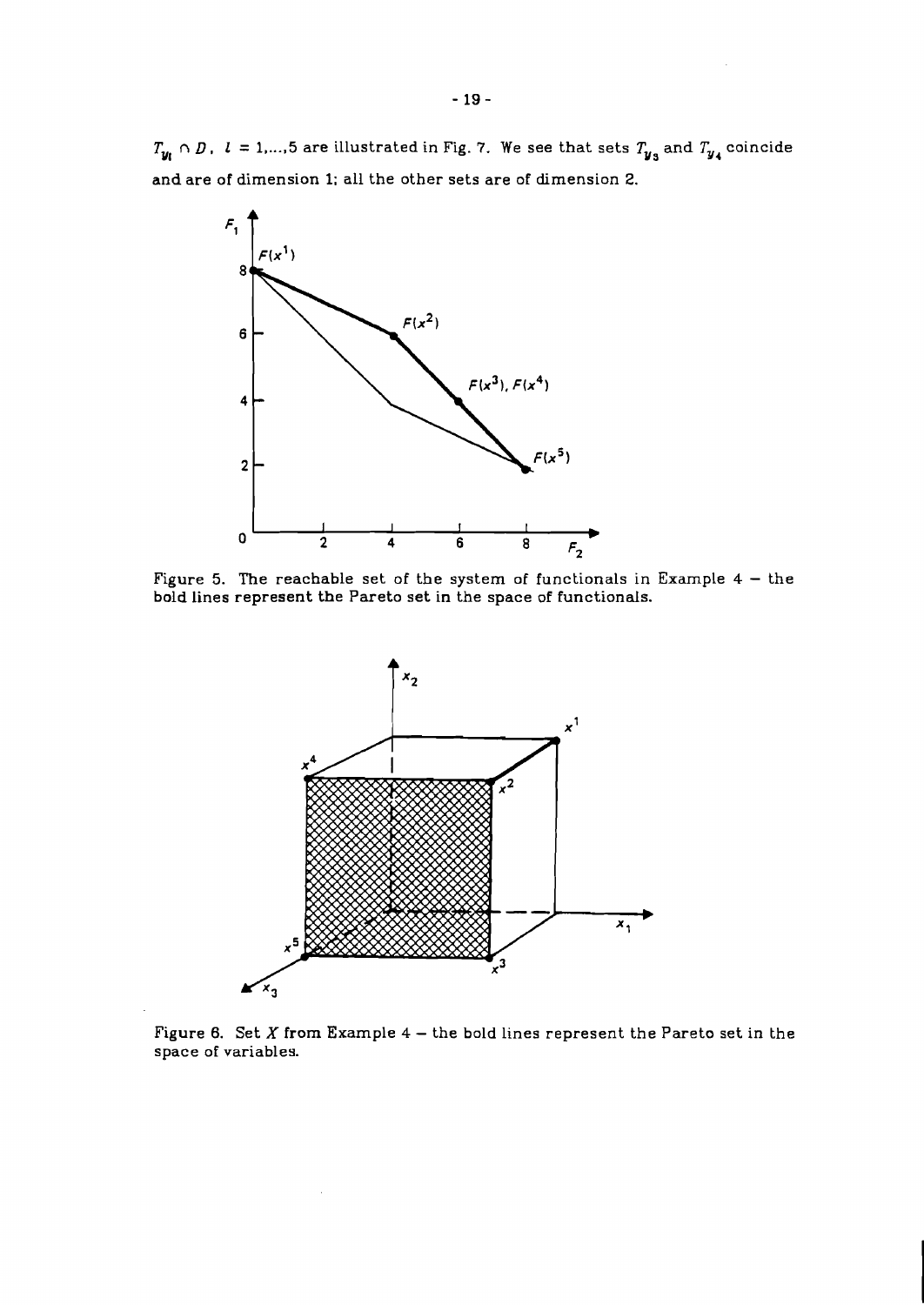$T_{y_l} \cap D$, $l = 1,...,5$ are illustrated in Fig. 7. We see that sets $T_{y_3}$ and $T_{y_4}$ coincide and are of dimension 1; all the other sets are of dimension 2.

Figure 5. The reachable set of the system of functionals in Example 4 – the bold lines represent the Pareto set in the space of functionals.

Figure 6. Set $X$ from Example 4 – the bold lines represent the Pareto set in the space of variables.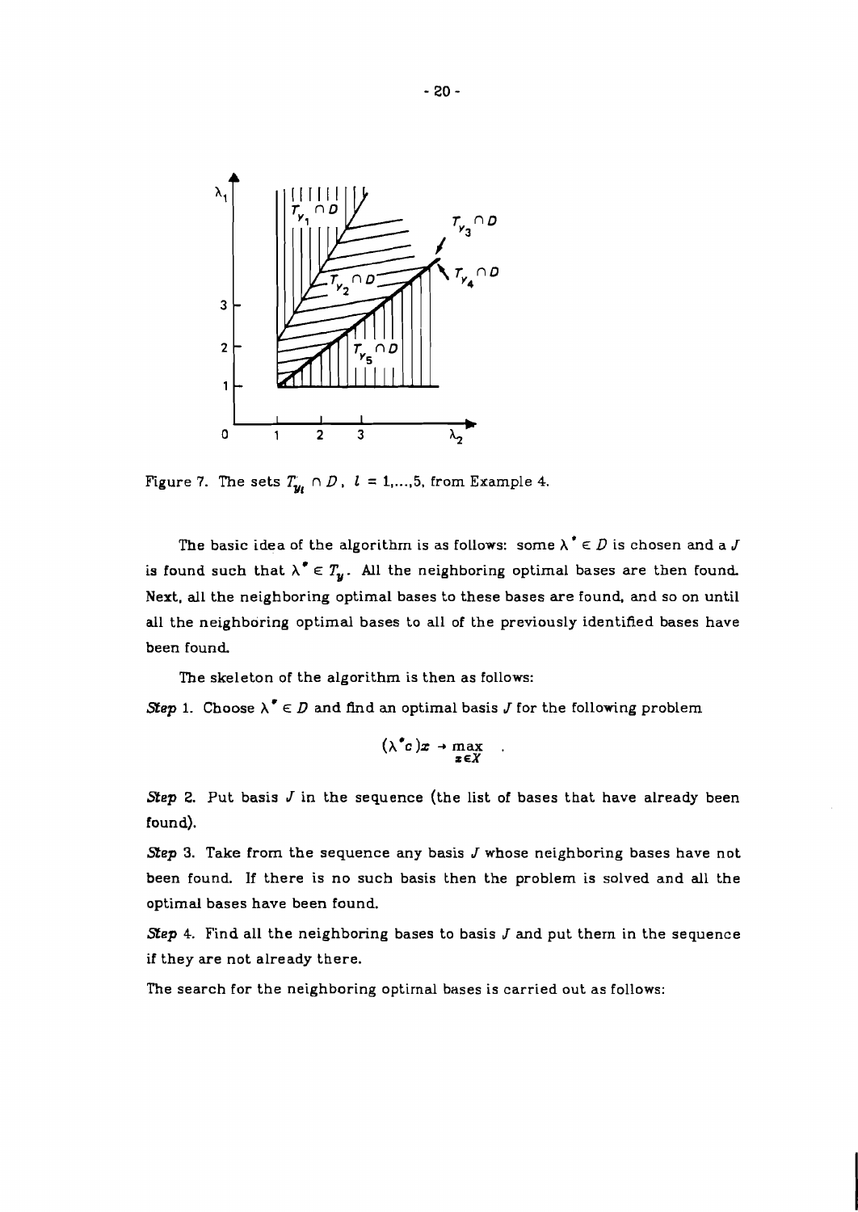Figure 7. The sets $T_{y_l} \cap D$, $l = 1,\ldots,5$, from Example 4.

The basic idea of the algorithm is as follows: some $\lambda^* \in D$ is chosen and a $J$ is found such that $\lambda^* \in T_y$. All the neighboring optimal bases are then found. Next, all the neighboring optimal bases to these bases are found, and so on until all the neighboring optimal bases to all of the previously identified bases have been found.

The skeleton of the algorithm is then as follows:

*Step* 1. Choose $\lambda^* \in D$ and find an optimal basis $J$ for the following problem

$$(\lambda^* c)x \to \max_{x \in X} \quad .$$

*Step* 2. Put basis $J$ in the sequence (the list of bases that have already been found).

*Step* 3. Take from the sequence any basis $J$ whose neighboring bases have not been found. If there is no such basis then the problem is solved and all the optimal bases have been found.

*Step* 4. Find all the neighboring bases to basis $J$ and put them in the sequence if they are not already there.

The search for the neighboring optimal bases is carried out as follows: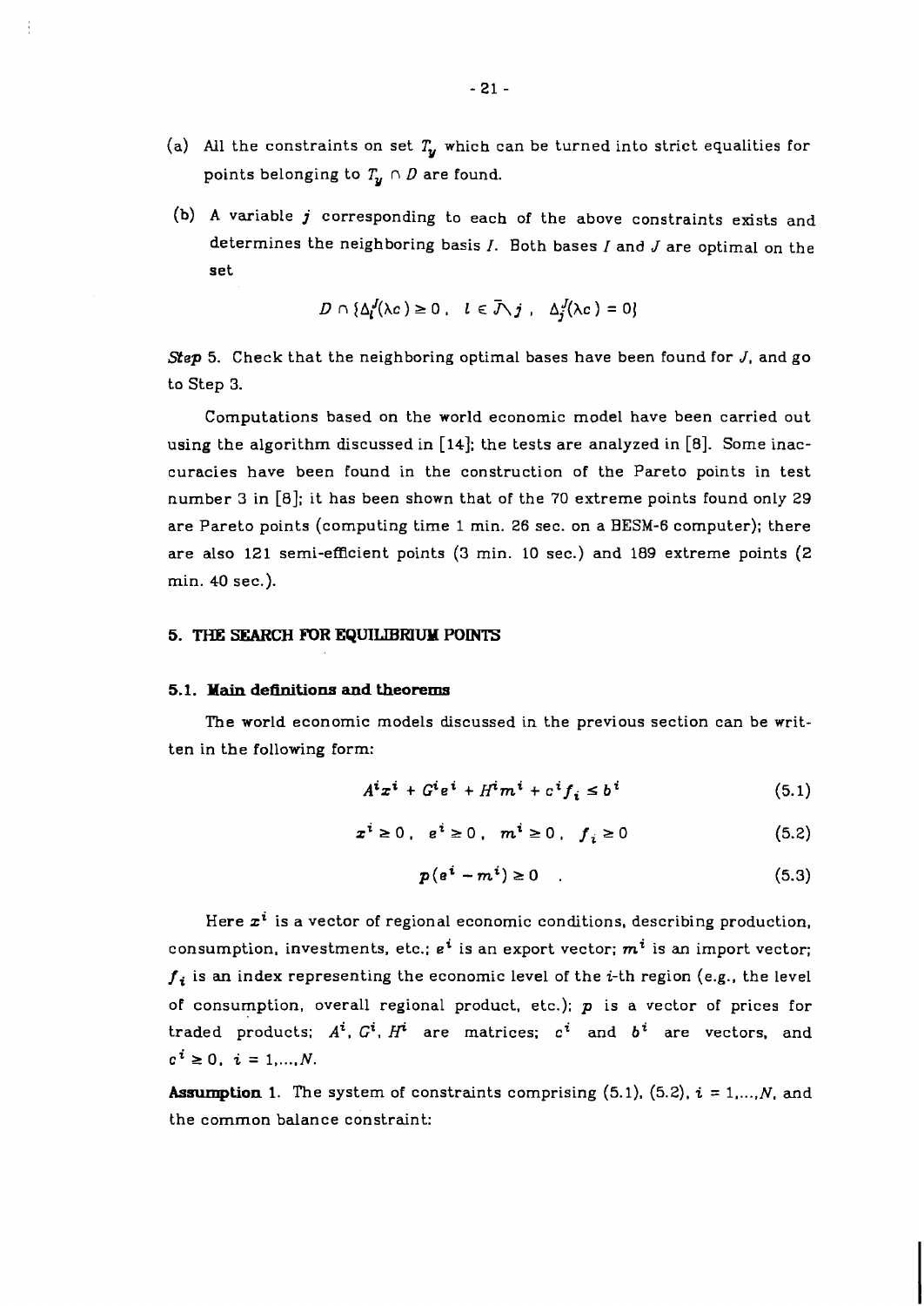(a) All the constraints on set $T_y$ which can be turned into strict equalities for points belonging to $T_y \cap D$ are found.

(b) A variable $j$ corresponding to each of the above constraints exists and determines the neighboring basis $I$. Both bases $I$ and $J$ are optimal on the set

$$D \cap \{\Delta_l^J(\lambda c) \geq 0 \ , \ \ l \in \bar{J} \setminus j \ , \ \ \Delta_j^J(\lambda c) = 0\}$$

***Step*** **5.** Check that the neighboring optimal bases have been found for $J$, and go to Step 3.

Computations based on the world economic model have been carried out using the algorithm discussed in [14]; the tests are analyzed in [8]. Some inaccuracies have been found in the construction of the Pareto points in test number 3 in [8]; it has been shown that of the 70 extreme points found only 29 are Pareto points (computing time 1 min. 26 sec. on a BESM-6 computer); there are also 121 semi-efficient points (3 min. 10 sec.) and 189 extreme points (2 min. 40 sec.).

## 5. THE SEARCH FOR EQUILIBRIUM POINTS

### 5.1. Main definitions and theorems

The world economic models discussed in the previous section can be written in the following form:

$$A^i x^i + G^i e^i + H^i m^i + c^i f_i \leq b^i \tag{5.1}$$

$$x^i \geq 0 \ , \ \ e^i \geq 0 \ , \ \ m^i \geq 0 \ , \ \ f_i \geq 0 \tag{5.2}$$

$$p(e^i - m^i) \geq 0 \tag{5.3}$$

Here $x^i$ is a vector of regional economic conditions, describing production, consumption, investments, etc.; $e^i$ is an export vector; $m^i$ is an import vector; $f_i$ is an index representing the economic level of the $i$-th region (e.g., the level of consumption, overall regional product, etc.); $p$ is a vector of prices for traded products; $A^i$, $G^i$, $H^i$ are matrices; $c^i$ and $b^i$ are vectors, and $c^i \geq 0$, $i = 1,\ldots,N$.

**Assumption 1.** The system of constraints comprising (5.1), (5.2), $i = 1,\ldots,N$, and the common balance constraint: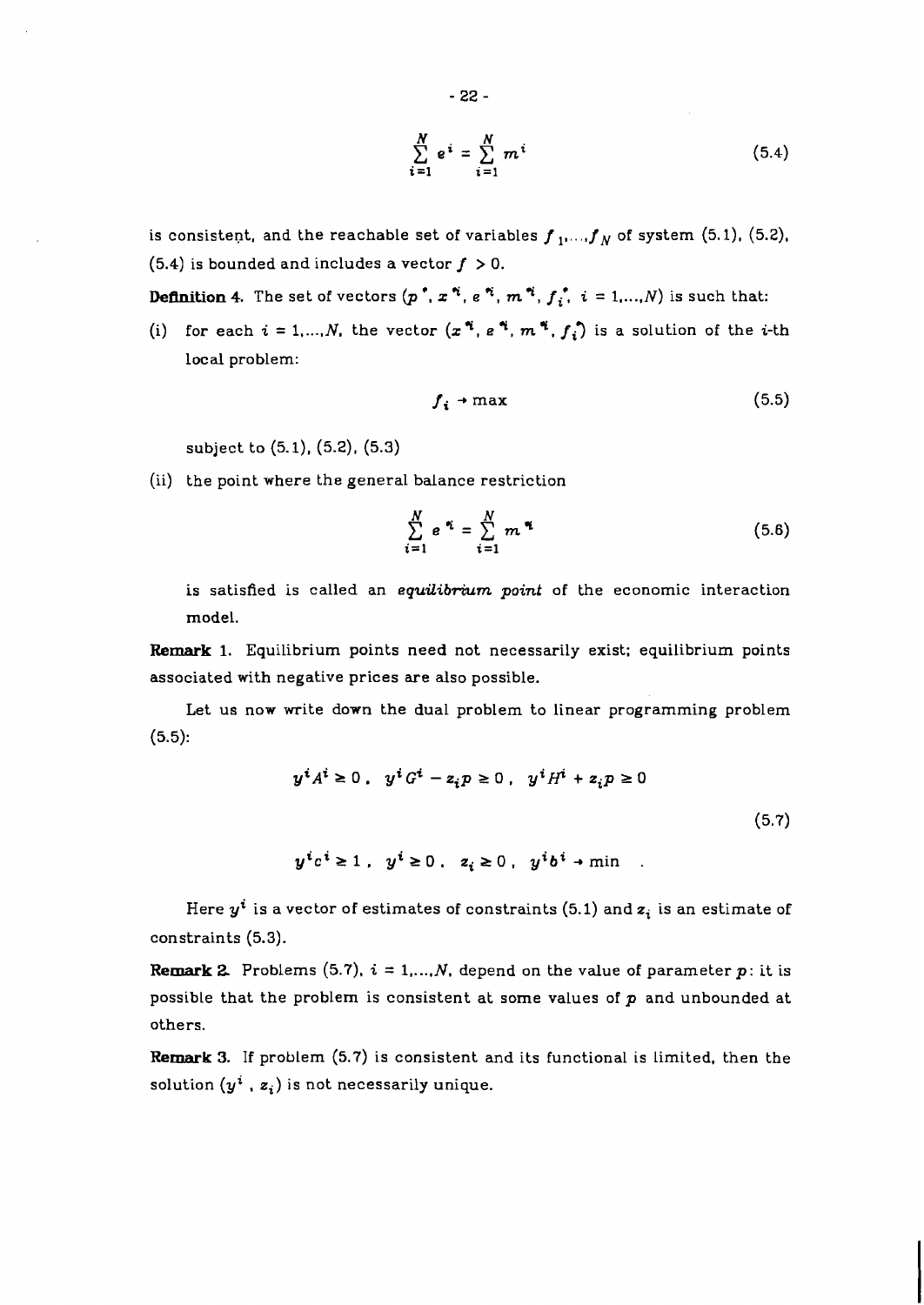$$\sum_{i=1}^{N} e^i = \sum_{i=1}^{N} m^i \tag{5.4}$$

is consistent, and the reachable set of variables $f_1, \ldots, f_N$ of system (5.1), (5.2), (5.4) is bounded and includes a vector $f > 0$.

**Definition 4.** The set of vectors $(p^*, x^{*i}, e^{*i}, m^{*i}, f_i^*,\ i = 1, \ldots, N)$ is such that:

(i) for each $i = 1, \ldots, N$, the vector $(x^{*i}, e^{*i}, m^{*i}, f_i^*)$ is a solution of the $i$-th local problem:

$$f_i \to \max \tag{5.5}$$

subject to (5.1), (5.2), (5.3)

(ii) the point where the general balance restriction

$$\sum_{i=1}^{N} e^{*i} = \sum_{i=1}^{N} m^{*i} \tag{5.6}$$

is satisfied is called an *equilibrium point* of the economic interaction model.

**Remark 1.** Equilibrium points need not necessarily exist; equilibrium points associated with negative prices are also possible.

Let us now write down the dual problem to linear programming problem (5.5):

$$y^i A^i \geq 0\,,\quad y^i G^i - z_i p \geq 0\,,\quad y^i H^i + z_i p \geq 0$$

$$y^i c^i \geq 1\,,\quad y^i \geq 0\,,\quad z_i \geq 0\,,\quad y^i b^i \to \min \tag{5.7}$$

Here $y^i$ is a vector of estimates of constraints (5.1) and $z_i$ is an estimate of constraints (5.3).

**Remark 2.** Problems (5.7), $i = 1, \ldots, N$, depend on the value of parameter $p$: it is possible that the problem is consistent at some values of $p$ and unbounded at others.

**Remark 3.** If problem (5.7) is consistent and its functional is limited, then the solution $(y^i, z_i)$ is not necessarily unique.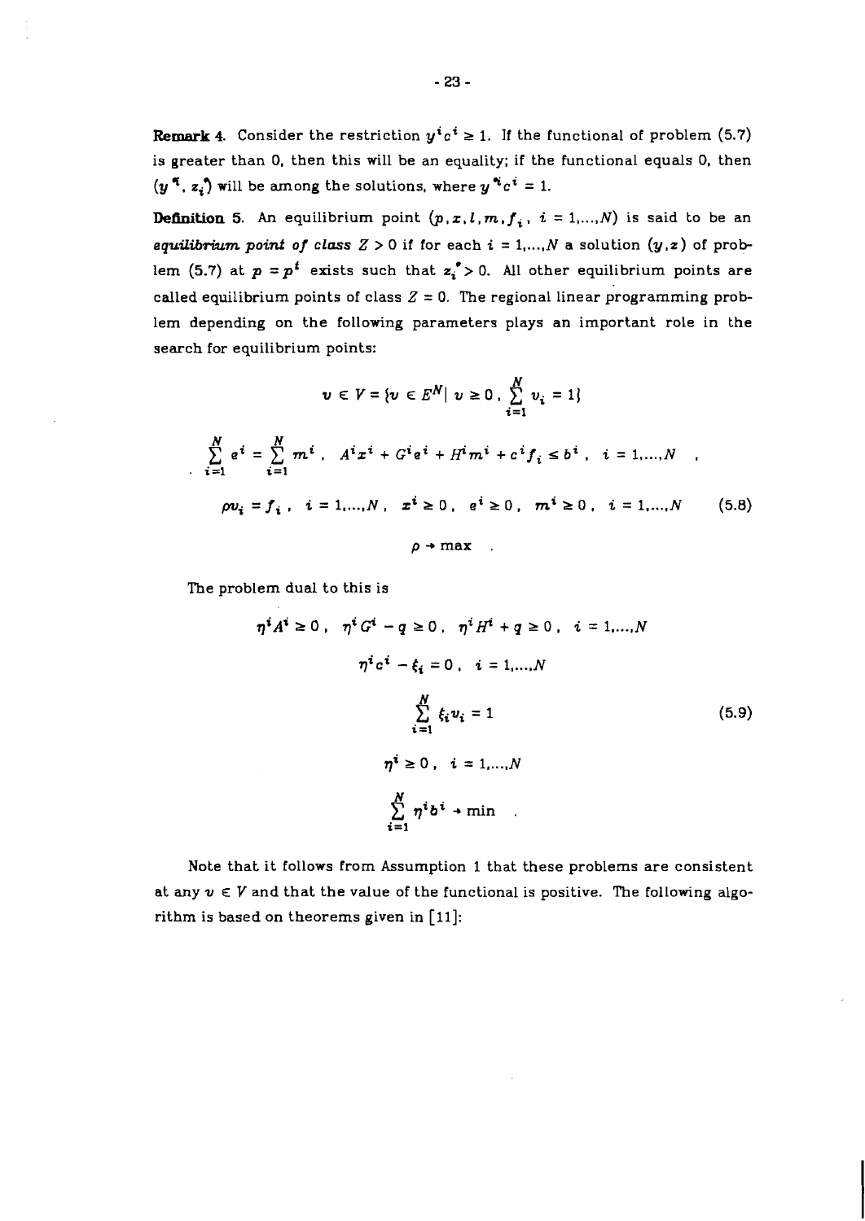**Remark 4.** Consider the restriction $y^i c^i \geq 1$. If the functional of problem (5.7) is greater than 0, then this will be an equality; if the functional equals 0, then $(y^{*i}, z_i^*)$ will be among the solutions, where $y^{*i} c^i = 1$.

**Definition 5.** An equilibrium point $(p, x, l, m, f_i,\ i = 1,\ldots,N)$ is said to be an *equilibrium point of class* $Z > 0$ if for each $i = 1,\ldots,N$ a solution $(y, z)$ of problem (5.7) at $p = p^i$ exists such that $z_i^* > 0$. All other equilibrium points are called equilibrium points of class $Z = 0$. The regional linear programming problem depending on the following parameters plays an important role in the search for equilibrium points:

$$v \in V = \{v \in E^N \mid v \geq 0,\ \sum_{i=1}^{N} v_i = 1\}$$

$$\sum_{i=1}^{N} e^i = \sum_{i=1}^{N} m^i,\quad A^i x^i + G^i e^i + H^i m^i + c^i f_i \leq b^i,\quad i = 1,\ldots,N\quad ,$$

$$\rho v_i = f_i,\quad i = 1,\ldots,N,\quad x^i \geq 0,\quad e^i \geq 0,\quad m^i \geq 0,\quad i = 1,\ldots,N \tag{5.8}$$

$$\rho \to \max\quad .$$

The problem dual to this is

$$\eta^i A^i \geq 0,\quad \eta^i G^i - q \geq 0,\quad \eta^i H^i + q \geq 0,\quad i = 1,\ldots,N$$

$$\eta^i c^i - \xi_i = 0,\quad i = 1,\ldots,N$$

$$\sum_{i=1}^{N} \xi_i v_i = 1 \tag{5.9}$$

$$\eta^i \geq 0,\quad i = 1,\ldots,N$$

$$\sum_{i=1}^{N} \eta^i b^i \to \min\quad .$$

Note that it follows from Assumption 1 that these problems are consistent at any $v \in V$ and that the value of the functional is positive. The following algorithm is based on theorems given in [11]: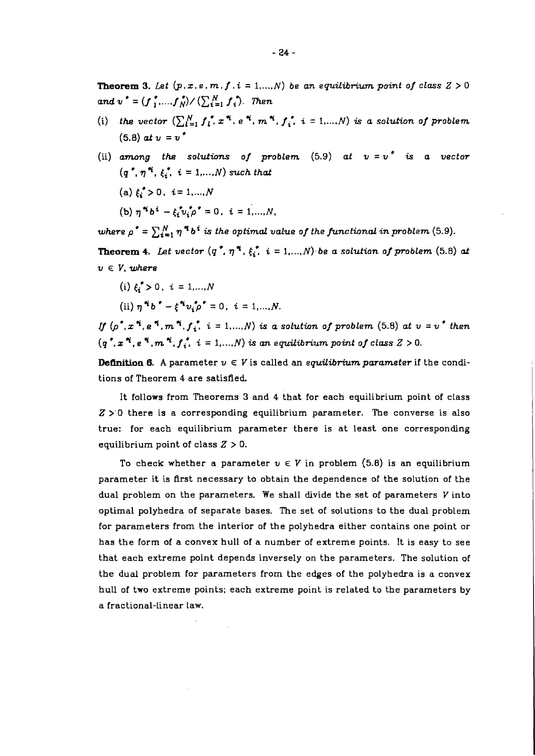**Theorem 3.** *Let $(p, x, e, m, f, i = 1,\dots,N)$ be an equilibrium point of class $Z > 0$ and $v^* = (f_1^*,\dots,f_N^*)/(\sum_{i=1}^N f_i^*)$. Then*

(i) *the vector $(\sum_{l=1}^N f_l^*, x^{*i}, e^{*i}, m^{*i}, f_i^*,\ i = 1,\dots,N)$ is a solution of problem (5.8) at $v = v^*$*

(ii) *among the solutions of problem (5.9) at $v = v^*$ is a vector $(q^*, \eta^{*i}, \xi_i^*,\ i = 1,\dots,N)$ such that*

  (a) $\xi_i^* > 0,\ i = 1,\dots,N$

  (b) $\eta^{*i} b^i - \xi_i^* v_i^* \rho^* = 0,\ i = 1,\dots,N,$

*where $\rho^* = \sum_{i=1}^N \eta^{*i} b^i$ is the optimal value of the functional in problem (5.9).*

**Theorem 4.** *Let vector $(q^*, \eta^{*i}, \xi_i^*,\ i = 1,\dots,N)$ be a solution of problem (5.8) at $v \in V$, where*

  (i) $\xi_i^* > 0,\ i = 1,\dots,N$

  (ii) $\eta^{*i} b^* - \xi^{*i} v_i^* \rho^* = 0,\ i = 1,\dots,N.$

*If $(\rho^*, x^{*i}, e^{*i}, m^{*i}, f_i^*,\ i = 1,\dots,N)$ is a solution of problem (5.8) at $v = v^*$ then $(q^*, x^{*i}, e^{*i}, m^{*i}, f_i^*,\ i = 1,\dots,N)$ is an equilibrium point of class $Z > 0$.*

**Definition 6.** A parameter $v \in V$ is called an *equilibrium parameter* if the conditions of Theorem 4 are satisfied.

It follows from Theorems 3 and 4 that for each equilibrium point of class $Z > 0$ there is a corresponding equilibrium parameter. The converse is also true: for each equilibrium parameter there is at least one corresponding equilibrium point of class $Z > 0$.

To check whether a parameter $v \in V$ in problem (5.8) is an equilibrium parameter it is first necessary to obtain the dependence of the solution of the dual problem on the parameters. We shall divide the set of parameters $V$ into optimal polyhedra of separate bases. The set of solutions to the dual problem for parameters from the interior of the polyhedra either contains one point or has the form of a convex hull of a number of extreme points. It is easy to see that each extreme point depends inversely on the parameters. The solution of the dual problem for parameters from the edges of the polyhedra is a convex hull of two extreme points; each extreme point is related to the parameters by a fractional-linear law.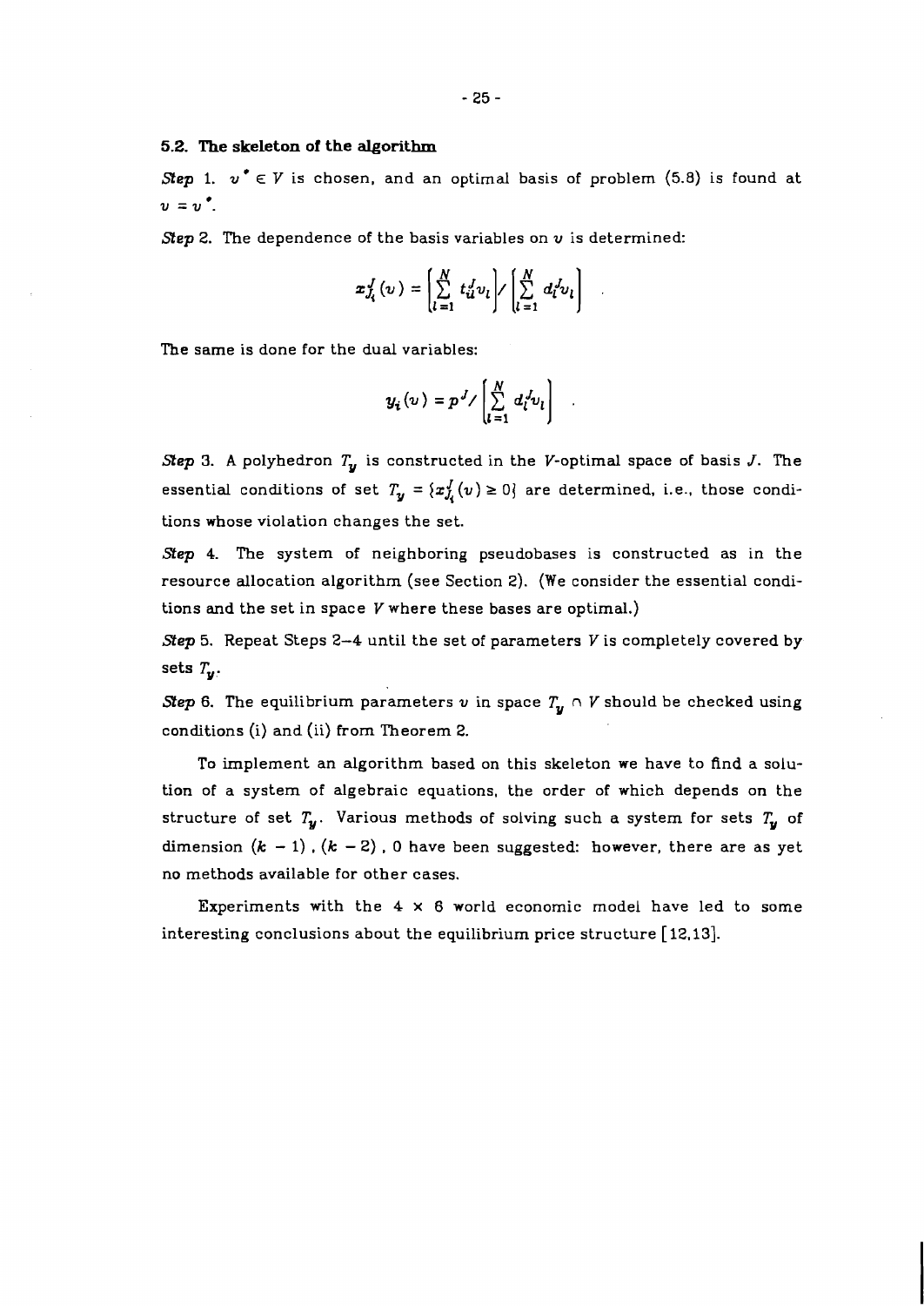### 5.2. The skeleton of the algorithm

*Step* 1. $v^* \in V$ is chosen, and an optimal basis of problem (5.8) is found at $v = v^*$.

*Step* 2. The dependence of the basis variables on $v$ is determined:

$$x_{J_i}^J(v) = \left[\sum_{l=1}^{N} t_{il}^J v_l\right] / \left[\sum_{l=1}^{N} d_l^J v_l\right] \quad .$$

The same is done for the dual variables:

$$y_i(v) = p^J / \left[\sum_{l=1}^{N} d_l^J v_l\right] \quad .$$

*Step* 3. A polyhedron $T_y$ is constructed in the $V$-optimal space of basis $J$. The essential conditions of set $T_y = \{x_{J_i}^J(v) \geq 0\}$ are determined, i.e., those conditions whose violation changes the set.

*Step* 4. The system of neighboring pseudobases is constructed as in the resource allocation algorithm (see Section 2). (We consider the essential conditions and the set in space $V$ where these bases are optimal.)

*Step* 5. Repeat Steps 2–4 until the set of parameters $V$ is completely covered by sets $T_y$.

*Step* 6. The equilibrium parameters $v$ in space $T_y \cap V$ should be checked using conditions (i) and (ii) from Theorem 2.

To implement an algorithm based on this skeleton we have to find a solution of a system of algebraic equations, the order of which depends on the structure of set $T_y$. Various methods of solving such a system for sets $T_y$ of dimension $(k - 1)$, $(k - 2)$, 0 have been suggested: however, there are as yet no methods available for other cases.

Experiments with the $4 \times 6$ world economic model have led to some interesting conclusions about the equilibrium price structure [12,13].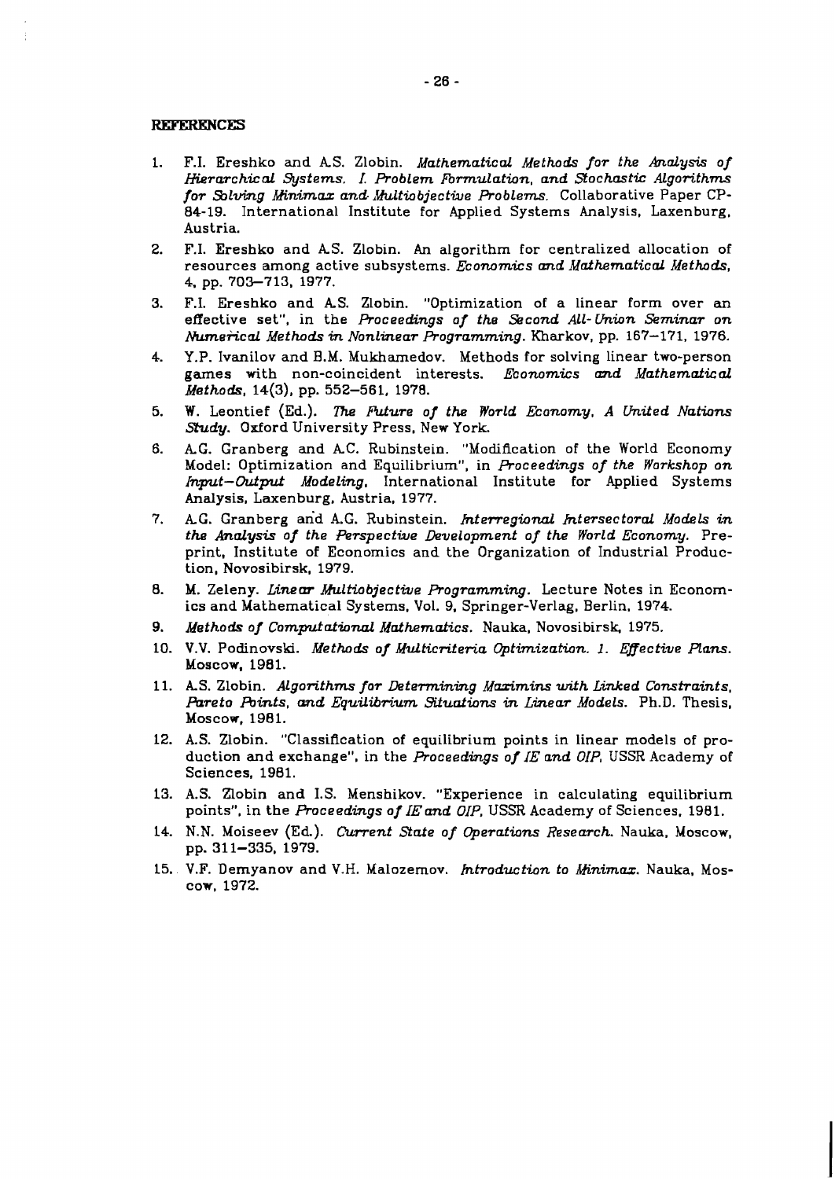## REFERENCES

1. F.I. Ereshko and A.S. Zlobin. *Mathematical Methods for the Analysis of Hierarchical Systems. I. Problem Formulation, and Stochastic Algorithms for Solving Minimax and Multiobjective Problems.* Collaborative Paper CP-84-19. International Institute for Applied Systems Analysis, Laxenburg, Austria.
2. F.I. Ereshko and A.S. Zlobin. An algorithm for centralized allocation of resources among active subsystems. *Economics and Mathematical Methods*, 4, pp. 703–713, 1977.
3. F.I. Ereshko and A.S. Zlobin. "Optimization of a linear form over an effective set", in the *Proceedings of the Second All-Union Seminar on Numerical Methods in Nonlinear Programming*. Kharkov, pp. 167–171, 1976.
4. Y.P. Ivanilov and B.M. Mukhamedov. Methods for solving linear two-person games with non-coincident interests. *Economics and Mathematical Methods*, 14(3), pp. 552–561, 1978.
5. W. Leontief (Ed.). *The Future of the World Economy, A United Nations Study*. Oxford University Press, New York.
6. A.G. Granberg and A.C. Rubinstein. "Modification of the World Economy Model: Optimization and Equilibrium", in *Proceedings of the Workshop on Input–Output Modeling*, International Institute for Applied Systems Analysis, Laxenburg, Austria, 1977.
7. A.G. Granberg and A.G. Rubinstein. *Interregional Intersectoral Models in the Analysis of the Perspective Development of the World Economy*. Preprint, Institute of Economics and the Organization of Industrial Production, Novosibirsk, 1979.
8. M. Zeleny. *Linear Multiobjective Programming*. Lecture Notes in Economics and Mathematical Systems, Vol. 9, Springer-Verlag, Berlin, 1974.
9. *Methods of Computational Mathematics*. Nauka, Novosibirsk, 1975.
10. V.V. Podinovski. *Methods of Multicriteria Optimization. 1. Effective Plans*. Moscow, 1981.
11. A.S. Zlobin. *Algorithms for Determining Maximins with Linked Constraints, Pareto Points, and Equilibrium Situations in Linear Models*. Ph.D. Thesis, Moscow, 1981.
12. A.S. Zlobin. "Classification of equilibrium points in linear models of production and exchange", in the *Proceedings of IE and OIP*, USSR Academy of Sciences, 1981.
13. A.S. Zlobin and I.S. Menshikov. "Experience in calculating equilibrium points", in the *Proceedings of IE and OIP*, USSR Academy of Sciences, 1981.
14. N.N. Moiseev (Ed.). *Current State of Operations Research*. Nauka, Moscow, pp. 311–335, 1979.
15. V.F. Demyanov and V.H. Malozemov. *Introduction to Minimax*. Nauka, Moscow, 1972.